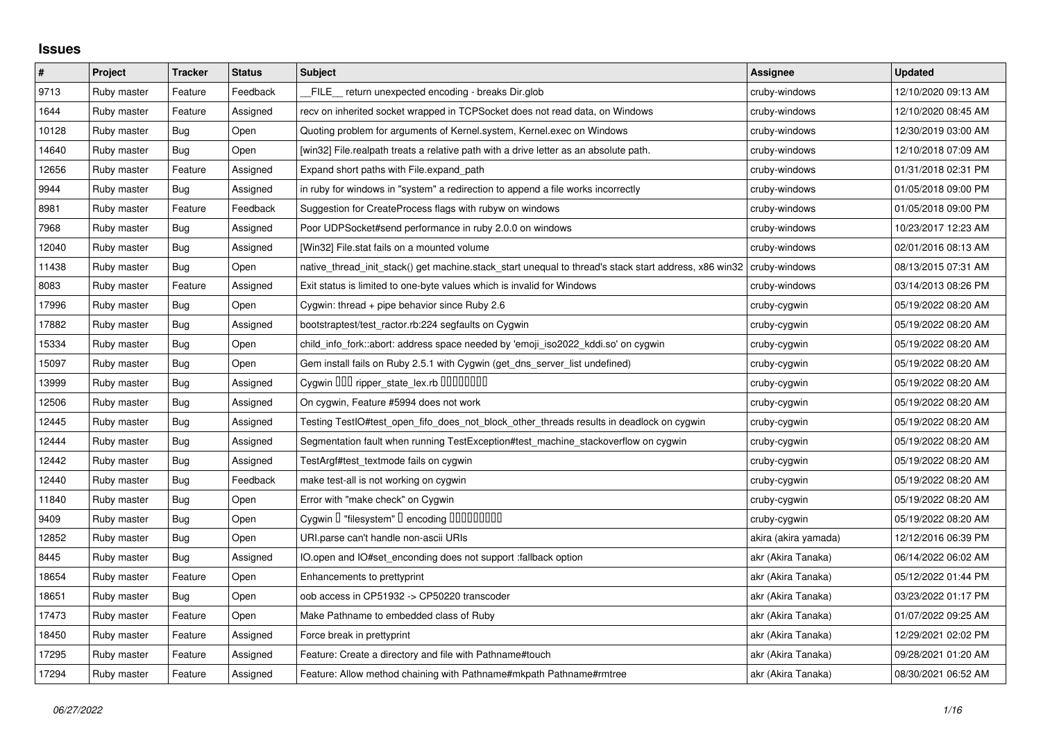## Issues

| # | Project | Tracker | Status | Subject | Assignee | Updated |
|---|---|---|---|---|---|---|
| 9713 | Ruby master | Feature | Feedback | __FILE__ return unexpected encoding - breaks Dir.glob | cruby-windows | 12/10/2020 09:13 AM |
| 1644 | Ruby master | Feature | Assigned | recv on inherited socket wrapped in TCPSocket does not read data, on Windows | cruby-windows | 12/10/2020 08:45 AM |
| 10128 | Ruby master | Bug | Open | Quoting problem for arguments of Kernel.system, Kernel.exec on Windows | cruby-windows | 12/30/2019 03:00 AM |
| 14640 | Ruby master | Bug | Open | [win32] File.realpath treats a relative path with a drive letter as an absolute path. | cruby-windows | 12/10/2018 07:09 AM |
| 12656 | Ruby master | Feature | Assigned | Expand short paths with File.expand_path | cruby-windows | 01/31/2018 02:31 PM |
| 9944 | Ruby master | Bug | Assigned | in ruby for windows in "system" a redirection to append a file works incorrectly | cruby-windows | 01/05/2018 09:00 PM |
| 8981 | Ruby master | Feature | Feedback | Suggestion for CreateProcess flags with rubyw on windows | cruby-windows | 01/05/2018 09:00 PM |
| 7968 | Ruby master | Bug | Assigned | Poor UDPSocket#send performance in ruby 2.0.0 on windows | cruby-windows | 10/23/2017 12:23 AM |
| 12040 | Ruby master | Bug | Assigned | [Win32] File.stat fails on a mounted volume | cruby-windows | 02/01/2016 08:13 AM |
| 11438 | Ruby master | Bug | Open | native_thread_init_stack() get machine.stack_start unequal to thread's stack start address, x86 win32 | cruby-windows | 08/13/2015 07:31 AM |
| 8083 | Ruby master | Feature | Assigned | Exit status is limited to one-byte values which is invalid for Windows | cruby-windows | 03/14/2013 08:26 PM |
| 17996 | Ruby master | Bug | Open | Cygwin: thread + pipe behavior since Ruby 2.6 | cruby-cygwin | 05/19/2022 08:20 AM |
| 17882 | Ruby master | Bug | Assigned | bootstraptest/test_ractor.rb:224 segfaults on Cygwin | cruby-cygwin | 05/19/2022 08:20 AM |
| 15334 | Ruby master | Bug | Open | child_info_fork::abort: address space needed by 'emoji_iso2022_kddi.so' on cygwin | cruby-cygwin | 05/19/2022 08:20 AM |
| 15097 | Ruby master | Bug | Open | Gem install fails on Ruby 2.5.1 with Cygwin (get_dns_server_list undefined) | cruby-cygwin | 05/19/2022 08:20 AM |
| 13999 | Ruby master | Bug | Assigned | Cygwin ������ ripper_state_lex.rb ���������������� | cruby-cygwin | 05/19/2022 08:20 AM |
| 12506 | Ruby master | Bug | Assigned | On cygwin, Feature #5994 does not work | cruby-cygwin | 05/19/2022 08:20 AM |
| 12445 | Ruby master | Bug | Assigned | Testing TestIO#test_open_fifo_does_not_block_other_threads results in deadlock on cygwin | cruby-cygwin | 05/19/2022 08:20 AM |
| 12444 | Ruby master | Bug | Assigned | Segmentation fault when running TestException#test_machine_stackoverflow on cygwin | cruby-cygwin | 05/19/2022 08:20 AM |
| 12442 | Ruby master | Bug | Assigned | TestArgf#test_textmode fails on cygwin | cruby-cygwin | 05/19/2022 08:20 AM |
| 12440 | Ruby master | Bug | Feedback | make test-all is not working on cygwin | cruby-cygwin | 05/19/2022 08:20 AM |
| 11840 | Ruby master | Bug | Open | Error with "make check" on Cygwin | cruby-cygwin | 05/19/2022 08:20 AM |
| 9409 | Ruby master | Bug | Open | Cygwin � "filesystem" � encoding ������������������ | cruby-cygwin | 05/19/2022 08:20 AM |
| 12852 | Ruby master | Bug | Open | URI.parse can't handle non-ascii URIs | akira (akira yamada) | 12/12/2016 06:39 PM |
| 8445 | Ruby master | Bug | Assigned | IO.open and IO#set_enconding does not support :fallback option | akr (Akira Tanaka) | 06/14/2022 06:02 AM |
| 18654 | Ruby master | Feature | Open | Enhancements to prettyprint | akr (Akira Tanaka) | 05/12/2022 01:44 PM |
| 18651 | Ruby master | Bug | Open | oob access in CP51932 -> CP50220 transcoder | akr (Akira Tanaka) | 03/23/2022 01:17 PM |
| 17473 | Ruby master | Feature | Open | Make Pathname to embedded class of Ruby | akr (Akira Tanaka) | 01/07/2022 09:25 AM |
| 18450 | Ruby master | Feature | Assigned | Force break in prettyprint | akr (Akira Tanaka) | 12/29/2021 02:02 PM |
| 17295 | Ruby master | Feature | Assigned | Feature: Create a directory and file with Pathname#touch | akr (Akira Tanaka) | 09/28/2021 01:20 AM |
| 17294 | Ruby master | Feature | Assigned | Feature: Allow method chaining with Pathname#mkpath Pathname#rmtree | akr (Akira Tanaka) | 08/30/2021 06:52 AM |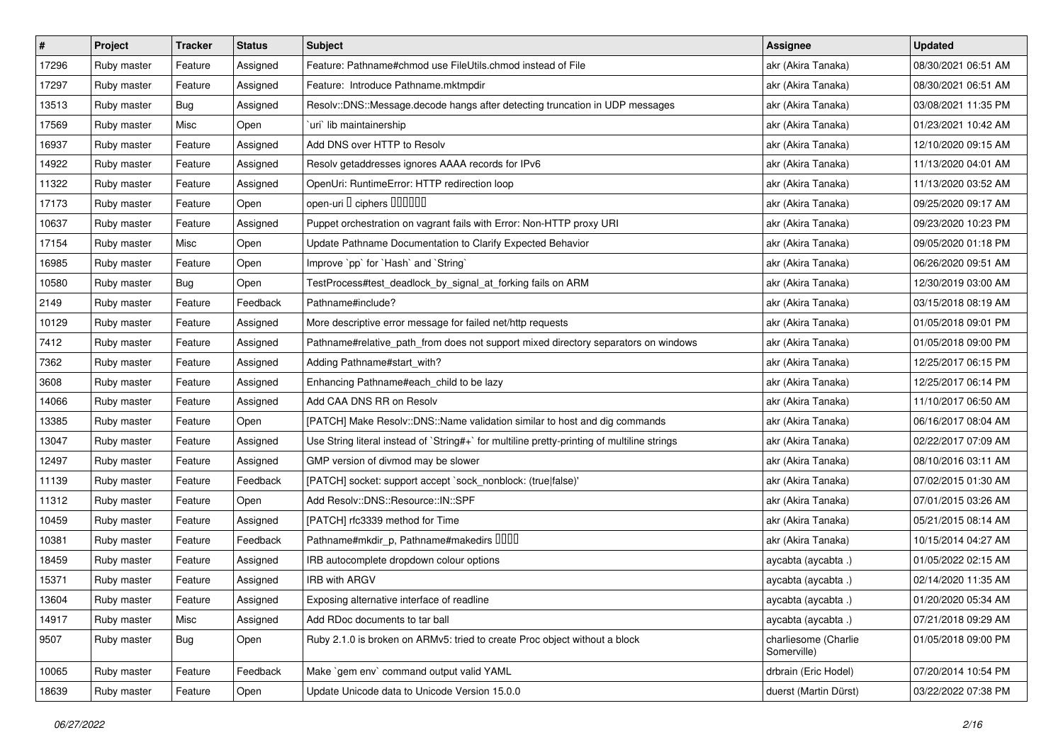| # | Project | Tracker | Status | Subject | Assignee | Updated |
|---|---|---|---|---|---|---|
| 17296 | Ruby master | Feature | Assigned | Feature: Pathname#chmod use FileUtils.chmod instead of File | akr (Akira Tanaka) | 08/30/2021 06:51 AM |
| 17297 | Ruby master | Feature | Assigned | Feature: Introduce Pathname.mktmpdir | akr (Akira Tanaka) | 08/30/2021 06:51 AM |
| 13513 | Ruby master | Bug | Assigned | Resolv::DNS::Message.decode hangs after detecting truncation in UDP messages | akr (Akira Tanaka) | 03/08/2021 11:35 PM |
| 17569 | Ruby master | Misc | Open | `uri` lib maintainership | akr (Akira Tanaka) | 01/23/2021 10:42 AM |
| 16937 | Ruby master | Feature | Assigned | Add DNS over HTTP to Resolv | akr (Akira Tanaka) | 12/10/2020 09:15 AM |
| 14922 | Ruby master | Feature | Assigned | Resolv getaddresses ignores AAAA records for IPv6 | akr (Akira Tanaka) | 11/13/2020 04:01 AM |
| 11322 | Ruby master | Feature | Assigned | OpenUri: RuntimeError: HTTP redirection loop | akr (Akira Tanaka) | 11/13/2020 03:52 AM |
| 17173 | Ruby master | Feature | Open | open-uri 󠁿 ciphers 󠁿󠁿󠁿󠁿󠁿󠁿 | akr (Akira Tanaka) | 09/25/2020 09:17 AM |
| 10637 | Ruby master | Feature | Assigned | Puppet orchestration on vagrant fails with Error: Non-HTTP proxy URI | akr (Akira Tanaka) | 09/23/2020 10:23 PM |
| 17154 | Ruby master | Misc | Open | Update Pathname Documentation to Clarify Expected Behavior | akr (Akira Tanaka) | 09/05/2020 01:18 PM |
| 16985 | Ruby master | Feature | Open | Improve `pp` for `Hash` and `String` | akr (Akira Tanaka) | 06/26/2020 09:51 AM |
| 10580 | Ruby master | Bug | Open | TestProcess#test_deadlock_by_signal_at_forking fails on ARM | akr (Akira Tanaka) | 12/30/2019 03:00 AM |
| 2149 | Ruby master | Feature | Feedback | Pathname#include? | akr (Akira Tanaka) | 03/15/2018 08:19 AM |
| 10129 | Ruby master | Feature | Assigned | More descriptive error message for failed net/http requests | akr (Akira Tanaka) | 01/05/2018 09:01 PM |
| 7412 | Ruby master | Feature | Assigned | Pathname#relative_path_from does not support mixed directory separators on windows | akr (Akira Tanaka) | 01/05/2018 09:00 PM |
| 7362 | Ruby master | Feature | Assigned | Adding Pathname#start_with? | akr (Akira Tanaka) | 12/25/2017 06:15 PM |
| 3608 | Ruby master | Feature | Assigned | Enhancing Pathname#each_child to be lazy | akr (Akira Tanaka) | 12/25/2017 06:14 PM |
| 14066 | Ruby master | Feature | Assigned | Add CAA DNS RR on Resolv | akr (Akira Tanaka) | 11/10/2017 06:50 AM |
| 13385 | Ruby master | Feature | Open | [PATCH] Make Resolv::DNS::Name validation similar to host and dig commands | akr (Akira Tanaka) | 06/16/2017 08:04 AM |
| 13047 | Ruby master | Feature | Assigned | Use String literal instead of `String#+` for multiline pretty-printing of multiline strings | akr (Akira Tanaka) | 02/22/2017 07:09 AM |
| 12497 | Ruby master | Feature | Assigned | GMP version of divmod may be slower | akr (Akira Tanaka) | 08/10/2016 03:11 AM |
| 11139 | Ruby master | Feature | Feedback | [PATCH] socket: support accept `sock_nonblock: (true\|false)' | akr (Akira Tanaka) | 07/02/2015 01:30 AM |
| 11312 | Ruby master | Feature | Open | Add Resolv::DNS::Resource::IN::SPF | akr (Akira Tanaka) | 07/01/2015 03:26 AM |
| 10459 | Ruby master | Feature | Assigned | [PATCH] rfc3339 method for Time | akr (Akira Tanaka) | 05/21/2015 08:14 AM |
| 10381 | Ruby master | Feature | Feedback | Pathname#mkdir_p, Pathname#makedirs 󠁿󠁿󠁿󠁿 | akr (Akira Tanaka) | 10/15/2014 04:27 AM |
| 18459 | Ruby master | Feature | Assigned | IRB autocomplete dropdown colour options | aycabta (aycabta .) | 01/05/2022 02:15 AM |
| 15371 | Ruby master | Feature | Assigned | IRB with ARGV | aycabta (aycabta .) | 02/14/2020 11:35 AM |
| 13604 | Ruby master | Feature | Assigned | Exposing alternative interface of readline | aycabta (aycabta .) | 01/20/2020 05:34 AM |
| 14917 | Ruby master | Misc | Assigned | Add RDoc documents to tar ball | aycabta (aycabta .) | 07/21/2018 09:29 AM |
| 9507 | Ruby master | Bug | Open | Ruby 2.1.0 is broken on ARMv5: tried to create Proc object without a block | charliesome (Charlie Somerville) | 01/05/2018 09:00 PM |
| 10065 | Ruby master | Feature | Feedback | Make `gem env` command output valid YAML | drbrain (Eric Hodel) | 07/20/2014 10:54 PM |
| 18639 | Ruby master | Feature | Open | Update Unicode data to Unicode Version 15.0.0 | duerst (Martin Dürst) | 03/22/2022 07:38 PM |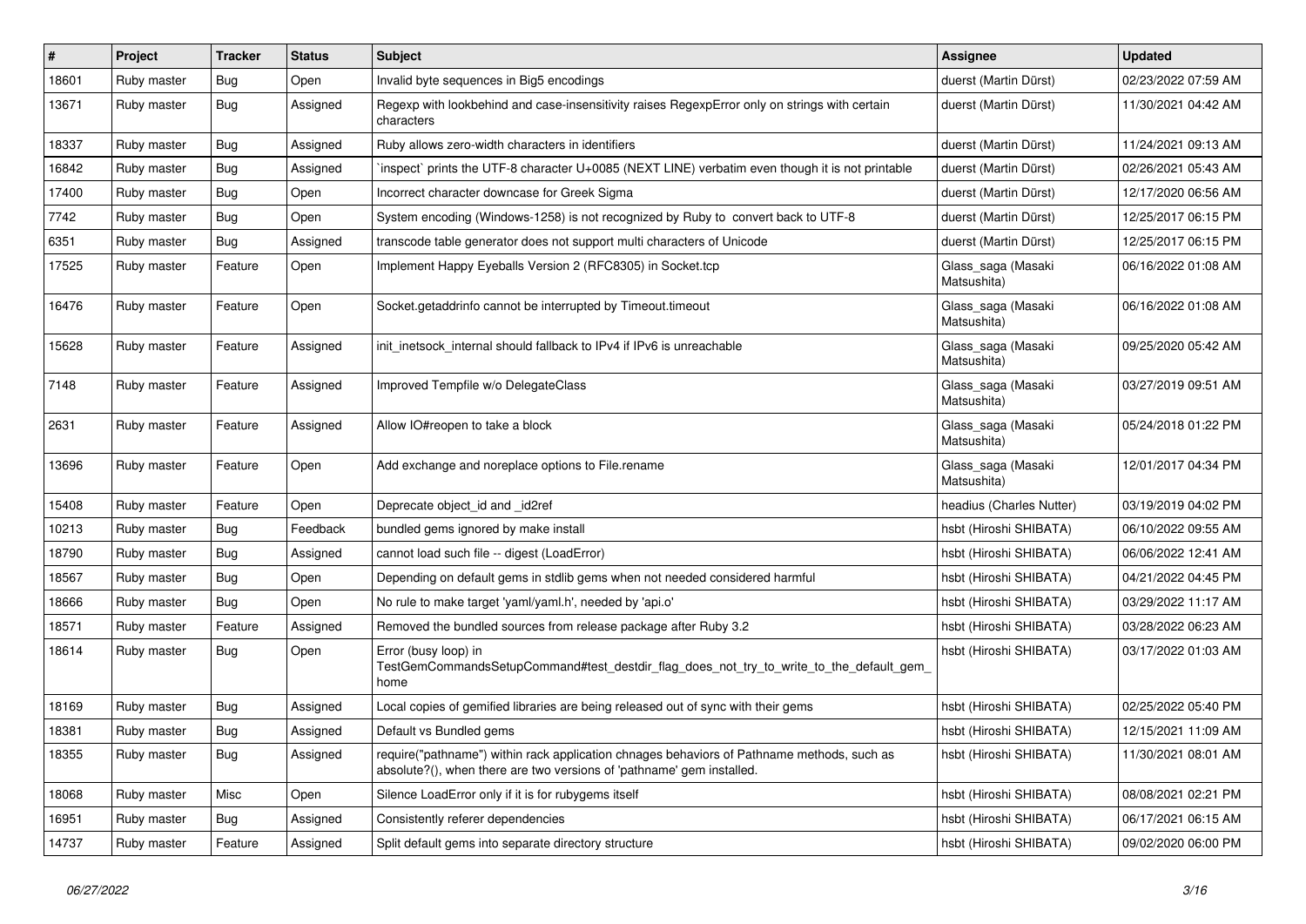| # | Project | Tracker | Status | Subject | Assignee | Updated |
| --- | --- | --- | --- | --- | --- | --- |
| 18601 | Ruby master | Bug | Open | Invalid byte sequences in Big5 encodings | duerst (Martin Dürst) | 02/23/2022 07:59 AM |
| 13671 | Ruby master | Bug | Assigned | Regexp with lookbehind and case-insensitivity raises RegexpError only on strings with certain characters | duerst (Martin Dürst) | 11/30/2021 04:42 AM |
| 18337 | Ruby master | Bug | Assigned | Ruby allows zero-width characters in identifiers | duerst (Martin Dürst) | 11/24/2021 09:13 AM |
| 16842 | Ruby master | Bug | Assigned | `inspect` prints the UTF-8 character U+0085 (NEXT LINE) verbatim even though it is not printable | duerst (Martin Dürst) | 02/26/2021 05:43 AM |
| 17400 | Ruby master | Bug | Open | Incorrect character downcase for Greek Sigma | duerst (Martin Dürst) | 12/17/2020 06:56 AM |
| 7742 | Ruby master | Bug | Open | System encoding (Windows-1258) is not recognized by Ruby to convert back to UTF-8 | duerst (Martin Dürst) | 12/25/2017 06:15 PM |
| 6351 | Ruby master | Bug | Assigned | transcode table generator does not support multi characters of Unicode | duerst (Martin Dürst) | 12/25/2017 06:15 PM |
| 17525 | Ruby master | Feature | Open | Implement Happy Eyeballs Version 2 (RFC8305) in Socket.tcp | Glass_saga (Masaki Matsushita) | 06/16/2022 01:08 AM |
| 16476 | Ruby master | Feature | Open | Socket.getaddrinfo cannot be interrupted by Timeout.timeout | Glass_saga (Masaki Matsushita) | 06/16/2022 01:08 AM |
| 15628 | Ruby master | Feature | Assigned | init_inetsock_internal should fallback to IPv4 if IPv6 is unreachable | Glass_saga (Masaki Matsushita) | 09/25/2020 05:42 AM |
| 7148 | Ruby master | Feature | Assigned | Improved Tempfile w/o DelegateClass | Glass_saga (Masaki Matsushita) | 03/27/2019 09:51 AM |
| 2631 | Ruby master | Feature | Assigned | Allow IO#reopen to take a block | Glass_saga (Masaki Matsushita) | 05/24/2018 01:22 PM |
| 13696 | Ruby master | Feature | Open | Add exchange and noreplace options to File.rename | Glass_saga (Masaki Matsushita) | 12/01/2017 04:34 PM |
| 15408 | Ruby master | Feature | Open | Deprecate object_id and _id2ref | headius (Charles Nutter) | 03/19/2019 04:02 PM |
| 10213 | Ruby master | Bug | Feedback | bundled gems ignored by make install | hsbt (Hiroshi SHIBATA) | 06/10/2022 09:55 AM |
| 18790 | Ruby master | Bug | Assigned | cannot load such file -- digest (LoadError) | hsbt (Hiroshi SHIBATA) | 06/06/2022 12:41 AM |
| 18567 | Ruby master | Bug | Open | Depending on default gems in stdlib gems when not needed considered harmful | hsbt (Hiroshi SHIBATA) | 04/21/2022 04:45 PM |
| 18666 | Ruby master | Bug | Open | No rule to make target 'yaml/yaml.h', needed by 'api.o' | hsbt (Hiroshi SHIBATA) | 03/29/2022 11:17 AM |
| 18571 | Ruby master | Feature | Assigned | Removed the bundled sources from release package after Ruby 3.2 | hsbt (Hiroshi SHIBATA) | 03/28/2022 06:23 AM |
| 18614 | Ruby master | Bug | Open | Error (busy loop) in TestGemCommandsSetupCommand#test_destdir_flag_does_not_try_to_write_to_the_default_gem_home | hsbt (Hiroshi SHIBATA) | 03/17/2022 01:03 AM |
| 18169 | Ruby master | Bug | Assigned | Local copies of gemified libraries are being released out of sync with their gems | hsbt (Hiroshi SHIBATA) | 02/25/2022 05:40 PM |
| 18381 | Ruby master | Bug | Assigned | Default vs Bundled gems | hsbt (Hiroshi SHIBATA) | 12/15/2021 11:09 AM |
| 18355 | Ruby master | Bug | Assigned | require("pathname") within rack application chnages behaviors of Pathname methods, such as absolute?(), when there are two versions of 'pathname' gem installed. | hsbt (Hiroshi SHIBATA) | 11/30/2021 08:01 AM |
| 18068 | Ruby master | Misc | Open | Silence LoadError only if it is for rubygems itself | hsbt (Hiroshi SHIBATA) | 08/08/2021 02:21 PM |
| 16951 | Ruby master | Bug | Assigned | Consistently referer dependencies | hsbt (Hiroshi SHIBATA) | 06/17/2021 06:15 AM |
| 14737 | Ruby master | Feature | Assigned | Split default gems into separate directory structure | hsbt (Hiroshi SHIBATA) | 09/02/2020 06:00 PM |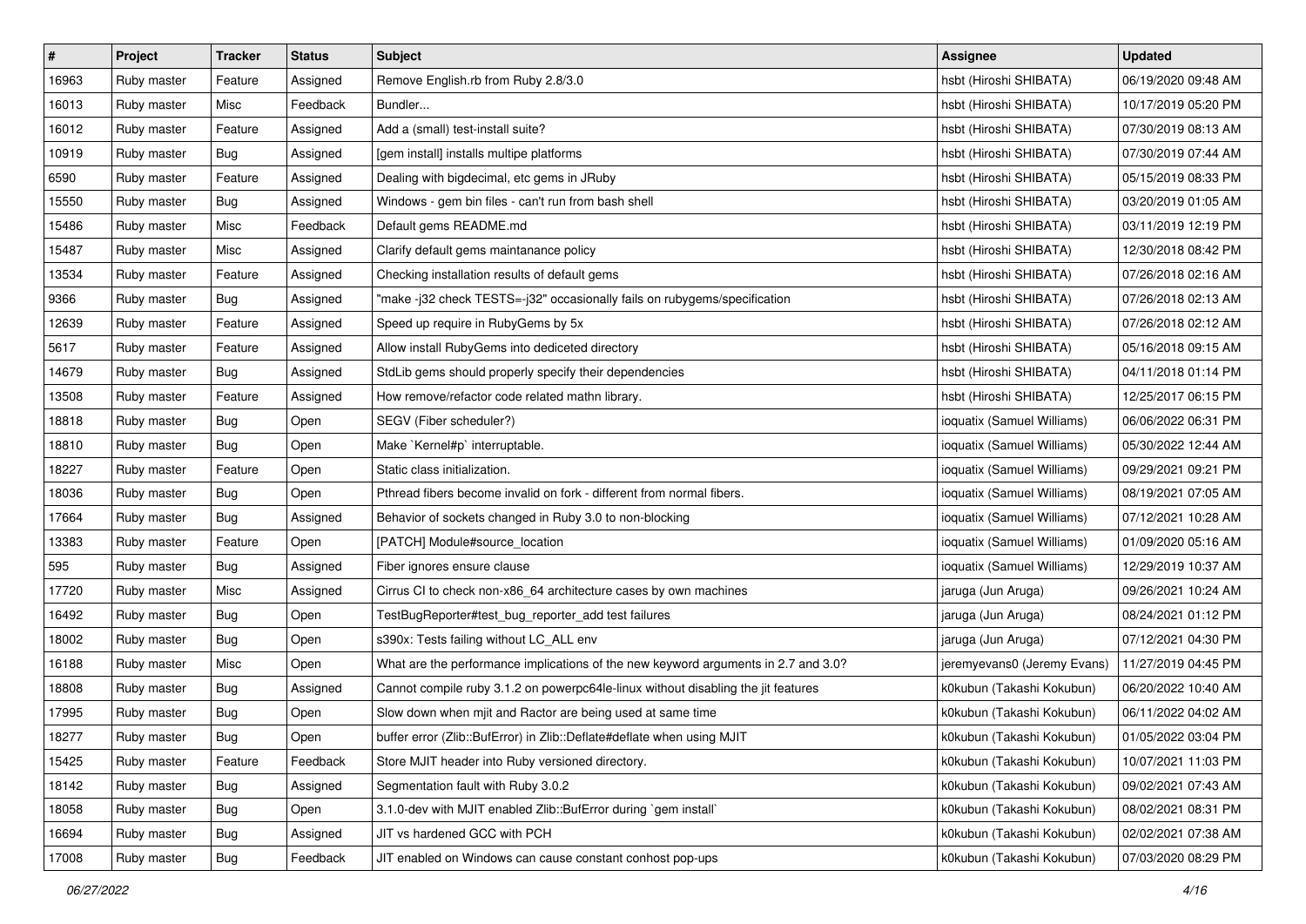| # | Project | Tracker | Status | Subject | Assignee | Updated |
| --- | --- | --- | --- | --- | --- | --- |
| 16963 | Ruby master | Feature | Assigned | Remove English.rb from Ruby 2.8/3.0 | hsbt (Hiroshi SHIBATA) | 06/19/2020 09:48 AM |
| 16013 | Ruby master | Misc | Feedback | Bundler... | hsbt (Hiroshi SHIBATA) | 10/17/2019 05:20 PM |
| 16012 | Ruby master | Feature | Assigned | Add a (small) test-install suite? | hsbt (Hiroshi SHIBATA) | 07/30/2019 08:13 AM |
| 10919 | Ruby master | Bug | Assigned | [gem install] installs multipe platforms | hsbt (Hiroshi SHIBATA) | 07/30/2019 07:44 AM |
| 6590 | Ruby master | Feature | Assigned | Dealing with bigdecimal, etc gems in JRuby | hsbt (Hiroshi SHIBATA) | 05/15/2019 08:33 PM |
| 15550 | Ruby master | Bug | Assigned | Windows - gem bin files - can't run from bash shell | hsbt (Hiroshi SHIBATA) | 03/20/2019 01:05 AM |
| 15486 | Ruby master | Misc | Feedback | Default gems README.md | hsbt (Hiroshi SHIBATA) | 03/11/2019 12:19 PM |
| 15487 | Ruby master | Misc | Assigned | Clarify default gems maintanance policy | hsbt (Hiroshi SHIBATA) | 12/30/2018 08:42 PM |
| 13534 | Ruby master | Feature | Assigned | Checking installation results of default gems | hsbt (Hiroshi SHIBATA) | 07/26/2018 02:16 AM |
| 9366 | Ruby master | Bug | Assigned | "make -j32 check TESTS=-j32" occasionally fails on rubygems/specification | hsbt (Hiroshi SHIBATA) | 07/26/2018 02:13 AM |
| 12639 | Ruby master | Feature | Assigned | Speed up require in RubyGems by 5x | hsbt (Hiroshi SHIBATA) | 07/26/2018 02:12 AM |
| 5617 | Ruby master | Feature | Assigned | Allow install RubyGems into dediceted directory | hsbt (Hiroshi SHIBATA) | 05/16/2018 09:15 AM |
| 14679 | Ruby master | Bug | Assigned | StdLib gems should properly specify their dependencies | hsbt (Hiroshi SHIBATA) | 04/11/2018 01:14 PM |
| 13508 | Ruby master | Feature | Assigned | How remove/refactor code related mathn library. | hsbt (Hiroshi SHIBATA) | 12/25/2017 06:15 PM |
| 18818 | Ruby master | Bug | Open | SEGV (Fiber scheduler?) | ioquatix (Samuel Williams) | 06/06/2022 06:31 PM |
| 18810 | Ruby master | Bug | Open | Make `Kernel#p` interruptable. | ioquatix (Samuel Williams) | 05/30/2022 12:44 AM |
| 18227 | Ruby master | Feature | Open | Static class initialization. | ioquatix (Samuel Williams) | 09/29/2021 09:21 PM |
| 18036 | Ruby master | Bug | Open | Pthread fibers become invalid on fork - different from normal fibers. | ioquatix (Samuel Williams) | 08/19/2021 07:05 AM |
| 17664 | Ruby master | Bug | Assigned | Behavior of sockets changed in Ruby 3.0 to non-blocking | ioquatix (Samuel Williams) | 07/12/2021 10:28 AM |
| 13383 | Ruby master | Feature | Open | [PATCH] Module#source_location | ioquatix (Samuel Williams) | 01/09/2020 05:16 AM |
| 595 | Ruby master | Bug | Assigned | Fiber ignores ensure clause | ioquatix (Samuel Williams) | 12/29/2019 10:37 AM |
| 17720 | Ruby master | Misc | Assigned | Cirrus CI to check non-x86_64 architecture cases by own machines | jaruga (Jun Aruga) | 09/26/2021 10:24 AM |
| 16492 | Ruby master | Bug | Open | TestBugReporter#test_bug_reporter_add test failures | jaruga (Jun Aruga) | 08/24/2021 01:12 PM |
| 18002 | Ruby master | Bug | Open | s390x: Tests failing without LC_ALL env | jaruga (Jun Aruga) | 07/12/2021 04:30 PM |
| 16188 | Ruby master | Misc | Open | What are the performance implications of the new keyword arguments in 2.7 and 3.0? | jeremyevans0 (Jeremy Evans) | 11/27/2019 04:45 PM |
| 18808 | Ruby master | Bug | Assigned | Cannot compile ruby 3.1.2 on powerpc64le-linux without disabling the jit features | k0kubun (Takashi Kokubun) | 06/20/2022 10:40 AM |
| 17995 | Ruby master | Bug | Open | Slow down when mjit and Ractor are being used at same time | k0kubun (Takashi Kokubun) | 06/11/2022 04:02 AM |
| 18277 | Ruby master | Bug | Open | buffer error (Zlib::BufError) in Zlib::Deflate#deflate when using MJIT | k0kubun (Takashi Kokubun) | 01/05/2022 03:04 PM |
| 15425 | Ruby master | Feature | Feedback | Store MJIT header into Ruby versioned directory. | k0kubun (Takashi Kokubun) | 10/07/2021 11:03 PM |
| 18142 | Ruby master | Bug | Assigned | Segmentation fault with Ruby 3.0.2 | k0kubun (Takashi Kokubun) | 09/02/2021 07:43 AM |
| 18058 | Ruby master | Bug | Open | 3.1.0-dev with MJIT enabled Zlib::BufError during `gem install` | k0kubun (Takashi Kokubun) | 08/02/2021 08:31 PM |
| 16694 | Ruby master | Bug | Assigned | JIT vs hardened GCC with PCH | k0kubun (Takashi Kokubun) | 02/02/2021 07:38 AM |
| 17008 | Ruby master | Bug | Feedback | JIT enabled on Windows can cause constant conhost pop-ups | k0kubun (Takashi Kokubun) | 07/03/2020 08:29 PM |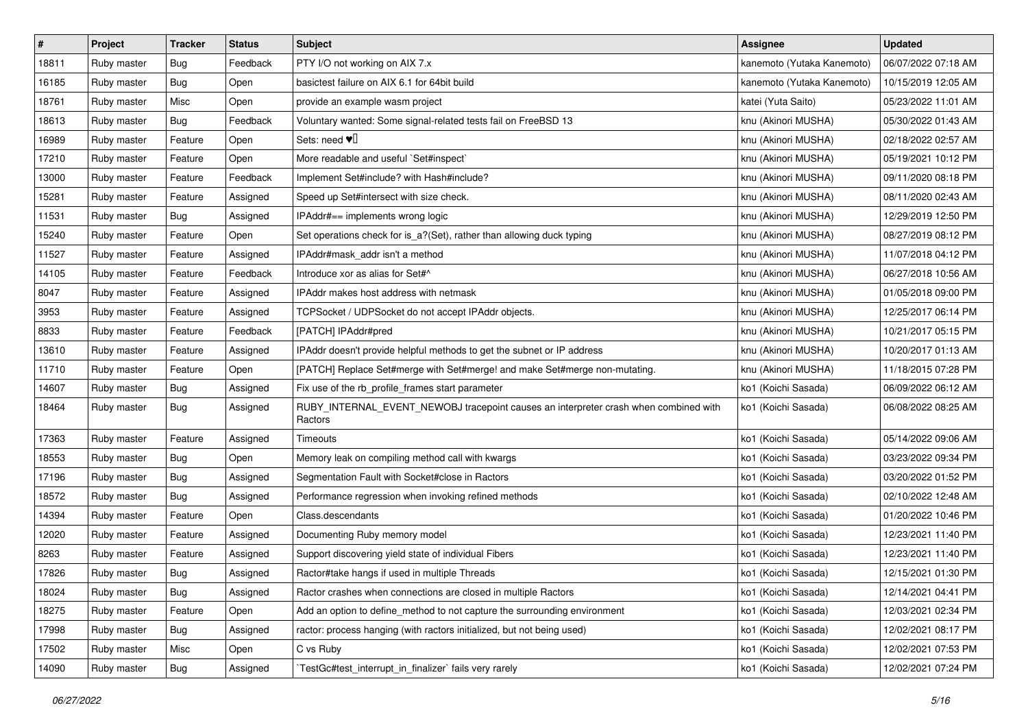| # | Project | Tracker | Status | Subject | Assignee | Updated |
|---|---|---|---|---|---|---|
| 18811 | Ruby master | Bug | Feedback | PTY I/O not working on AIX 7.x | kanemoto (Yutaka Kanemoto) | 06/07/2022 07:18 AM |
| 16185 | Ruby master | Bug | Open | basictest failure on AIX 6.1 for 64bit build | kanemoto (Yutaka Kanemoto) | 10/15/2019 12:05 AM |
| 18761 | Ruby master | Misc | Open | provide an example wasm project | katei (Yuta Saito) | 05/23/2022 11:01 AM |
| 18613 | Ruby master | Bug | Feedback | Voluntary wanted: Some signal-related tests fail on FreeBSD 13 | knu (Akinori MUSHA) | 05/30/2022 01:43 AM |
| 16989 | Ruby master | Feature | Open | Sets: need ♥️ | knu (Akinori MUSHA) | 02/18/2022 02:57 AM |
| 17210 | Ruby master | Feature | Open | More readable and useful `Set#inspect` | knu (Akinori MUSHA) | 05/19/2021 10:12 PM |
| 13000 | Ruby master | Feature | Feedback | Implement Set#include? with Hash#include? | knu (Akinori MUSHA) | 09/11/2020 08:18 PM |
| 15281 | Ruby master | Feature | Assigned | Speed up Set#intersect with size check. | knu (Akinori MUSHA) | 08/11/2020 02:43 AM |
| 11531 | Ruby master | Bug | Assigned | IPAddr#== implements wrong logic | knu (Akinori MUSHA) | 12/29/2019 12:50 PM |
| 15240 | Ruby master | Feature | Open | Set operations check for is_a?(Set), rather than allowing duck typing | knu (Akinori MUSHA) | 08/27/2019 08:12 PM |
| 11527 | Ruby master | Feature | Assigned | IPAddr#mask_addr isn't a method | knu (Akinori MUSHA) | 11/07/2018 04:12 PM |
| 14105 | Ruby master | Feature | Feedback | Introduce xor as alias for Set#^ | knu (Akinori MUSHA) | 06/27/2018 10:56 AM |
| 8047 | Ruby master | Feature | Assigned | IPAddr makes host address with netmask | knu (Akinori MUSHA) | 01/05/2018 09:00 PM |
| 3953 | Ruby master | Feature | Assigned | TCPSocket / UDPSocket do not accept IPAddr objects. | knu (Akinori MUSHA) | 12/25/2017 06:14 PM |
| 8833 | Ruby master | Feature | Feedback | [PATCH] IPAddr#pred | knu (Akinori MUSHA) | 10/21/2017 05:15 PM |
| 13610 | Ruby master | Feature | Assigned | IPAddr doesn't provide helpful methods to get the subnet or IP address | knu (Akinori MUSHA) | 10/20/2017 01:13 AM |
| 11710 | Ruby master | Feature | Open | [PATCH] Replace Set#merge with Set#merge! and make Set#merge non-mutating. | knu (Akinori MUSHA) | 11/18/2015 07:28 PM |
| 14607 | Ruby master | Bug | Assigned | Fix use of the rb_profile_frames start parameter | ko1 (Koichi Sasada) | 06/09/2022 06:12 AM |
| 18464 | Ruby master | Bug | Assigned | RUBY_INTERNAL_EVENT_NEWOBJ tracepoint causes an interpreter crash when combined with Ractors | ko1 (Koichi Sasada) | 06/08/2022 08:25 AM |
| 17363 | Ruby master | Feature | Assigned | Timeouts | ko1 (Koichi Sasada) | 05/14/2022 09:06 AM |
| 18553 | Ruby master | Bug | Open | Memory leak on compiling method call with kwargs | ko1 (Koichi Sasada) | 03/23/2022 09:34 PM |
| 17196 | Ruby master | Bug | Assigned | Segmentation Fault with Socket#close in Ractors | ko1 (Koichi Sasada) | 03/20/2022 01:52 PM |
| 18572 | Ruby master | Bug | Assigned | Performance regression when invoking refined methods | ko1 (Koichi Sasada) | 02/10/2022 12:48 AM |
| 14394 | Ruby master | Feature | Open | Class.descendants | ko1 (Koichi Sasada) | 01/20/2022 10:46 PM |
| 12020 | Ruby master | Feature | Assigned | Documenting Ruby memory model | ko1 (Koichi Sasada) | 12/23/2021 11:40 PM |
| 8263 | Ruby master | Feature | Assigned | Support discovering yield state of individual Fibers | ko1 (Koichi Sasada) | 12/23/2021 11:40 PM |
| 17826 | Ruby master | Bug | Assigned | Ractor#take hangs if used in multiple Threads | ko1 (Koichi Sasada) | 12/15/2021 01:30 PM |
| 18024 | Ruby master | Bug | Assigned | Ractor crashes when connections are closed in multiple Ractors | ko1 (Koichi Sasada) | 12/14/2021 04:41 PM |
| 18275 | Ruby master | Feature | Open | Add an option to define_method to not capture the surrounding environment | ko1 (Koichi Sasada) | 12/03/2021 02:34 PM |
| 17998 | Ruby master | Bug | Assigned | ractor: process hanging (with ractors initialized, but not being used) | ko1 (Koichi Sasada) | 12/02/2021 08:17 PM |
| 17502 | Ruby master | Misc | Open | C vs Ruby | ko1 (Koichi Sasada) | 12/02/2021 07:53 PM |
| 14090 | Ruby master | Bug | Assigned | `TestGc#test_interrupt_in_finalizer` fails very rarely | ko1 (Koichi Sasada) | 12/02/2021 07:24 PM |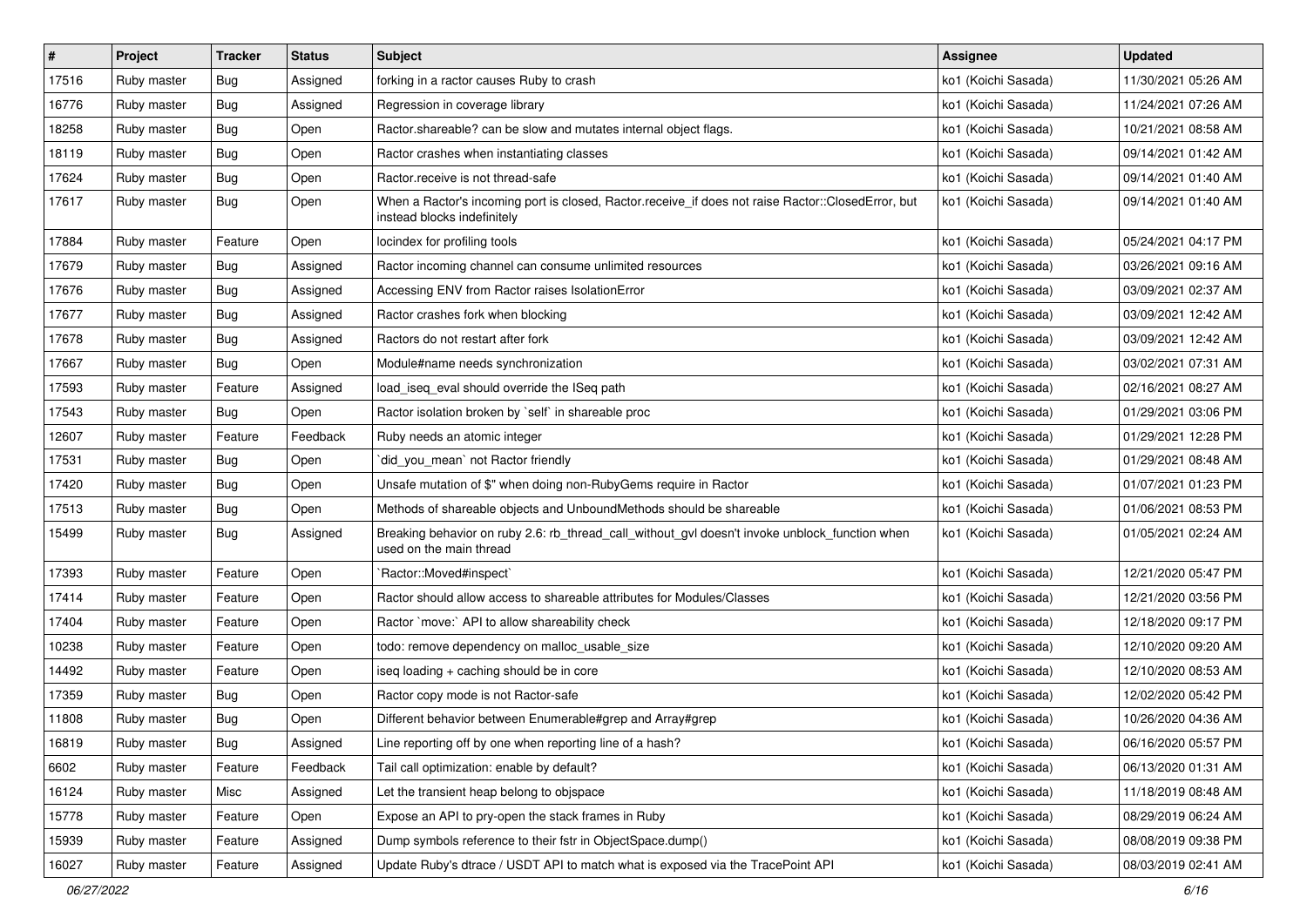| # | Project | Tracker | Status | Subject | Assignee | Updated |
|---|---|---|---|---|---|---|
| 17516 | Ruby master | Bug | Assigned | forking in a ractor causes Ruby to crash | ko1 (Koichi Sasada) | 11/30/2021 05:26 AM |
| 16776 | Ruby master | Bug | Assigned | Regression in coverage library | ko1 (Koichi Sasada) | 11/24/2021 07:26 AM |
| 18258 | Ruby master | Bug | Open | Ractor.shareable? can be slow and mutates internal object flags. | ko1 (Koichi Sasada) | 10/21/2021 08:58 AM |
| 18119 | Ruby master | Bug | Open | Ractor crashes when instantiating classes | ko1 (Koichi Sasada) | 09/14/2021 01:42 AM |
| 17624 | Ruby master | Bug | Open | Ractor.receive is not thread-safe | ko1 (Koichi Sasada) | 09/14/2021 01:40 AM |
| 17617 | Ruby master | Bug | Open | When a Ractor's incoming port is closed, Ractor.receive_if does not raise Ractor::ClosedError, but instead blocks indefinitely | ko1 (Koichi Sasada) | 09/14/2021 01:40 AM |
| 17884 | Ruby master | Feature | Open | locindex for profiling tools | ko1 (Koichi Sasada) | 05/24/2021 04:17 PM |
| 17679 | Ruby master | Bug | Assigned | Ractor incoming channel can consume unlimited resources | ko1 (Koichi Sasada) | 03/26/2021 09:16 AM |
| 17676 | Ruby master | Bug | Assigned | Accessing ENV from Ractor raises IsolationError | ko1 (Koichi Sasada) | 03/09/2021 02:37 AM |
| 17677 | Ruby master | Bug | Assigned | Ractor crashes fork when blocking | ko1 (Koichi Sasada) | 03/09/2021 12:42 AM |
| 17678 | Ruby master | Bug | Assigned | Ractors do not restart after fork | ko1 (Koichi Sasada) | 03/09/2021 12:42 AM |
| 17667 | Ruby master | Bug | Open | Module#name needs synchronization | ko1 (Koichi Sasada) | 03/02/2021 07:31 AM |
| 17593 | Ruby master | Feature | Assigned | load_iseq_eval should override the ISeq path | ko1 (Koichi Sasada) | 02/16/2021 08:27 AM |
| 17543 | Ruby master | Bug | Open | Ractor isolation broken by `self` in shareable proc | ko1 (Koichi Sasada) | 01/29/2021 03:06 PM |
| 12607 | Ruby master | Feature | Feedback | Ruby needs an atomic integer | ko1 (Koichi Sasada) | 01/29/2021 12:28 PM |
| 17531 | Ruby master | Bug | Open | `did_you_mean` not Ractor friendly | ko1 (Koichi Sasada) | 01/29/2021 08:48 AM |
| 17420 | Ruby master | Bug | Open | Unsafe mutation of $" when doing non-RubyGems require in Ractor | ko1 (Koichi Sasada) | 01/07/2021 01:23 PM |
| 17513 | Ruby master | Bug | Open | Methods of shareable objects and UnboundMethods should be shareable | ko1 (Koichi Sasada) | 01/06/2021 08:53 PM |
| 15499 | Ruby master | Bug | Assigned | Breaking behavior on ruby 2.6: rb_thread_call_without_gvl doesn't invoke unblock_function when used on the main thread | ko1 (Koichi Sasada) | 01/05/2021 02:24 AM |
| 17393 | Ruby master | Feature | Open | `Ractor::Moved#inspect` | ko1 (Koichi Sasada) | 12/21/2020 05:47 PM |
| 17414 | Ruby master | Feature | Open | Ractor should allow access to shareable attributes for Modules/Classes | ko1 (Koichi Sasada) | 12/21/2020 03:56 PM |
| 17404 | Ruby master | Feature | Open | Ractor `move:` API to allow shareability check | ko1 (Koichi Sasada) | 12/18/2020 09:17 PM |
| 10238 | Ruby master | Feature | Open | todo: remove dependency on malloc_usable_size | ko1 (Koichi Sasada) | 12/10/2020 09:20 AM |
| 14492 | Ruby master | Feature | Open | iseq loading + caching should be in core | ko1 (Koichi Sasada) | 12/10/2020 08:53 AM |
| 17359 | Ruby master | Bug | Open | Ractor copy mode is not Ractor-safe | ko1 (Koichi Sasada) | 12/02/2020 05:42 PM |
| 11808 | Ruby master | Bug | Open | Different behavior between Enumerable#grep and Array#grep | ko1 (Koichi Sasada) | 10/26/2020 04:36 AM |
| 16819 | Ruby master | Bug | Assigned | Line reporting off by one when reporting line of a hash? | ko1 (Koichi Sasada) | 06/16/2020 05:57 PM |
| 6602 | Ruby master | Feature | Feedback | Tail call optimization: enable by default? | ko1 (Koichi Sasada) | 06/13/2020 01:31 AM |
| 16124 | Ruby master | Misc | Assigned | Let the transient heap belong to objspace | ko1 (Koichi Sasada) | 11/18/2019 08:48 AM |
| 15778 | Ruby master | Feature | Open | Expose an API to pry-open the stack frames in Ruby | ko1 (Koichi Sasada) | 08/29/2019 06:24 AM |
| 15939 | Ruby master | Feature | Assigned | Dump symbols reference to their fstr in ObjectSpace.dump() | ko1 (Koichi Sasada) | 08/08/2019 09:38 PM |
| 16027 | Ruby master | Feature | Assigned | Update Ruby's dtrace / USDT API to match what is exposed via the TracePoint API | ko1 (Koichi Sasada) | 08/03/2019 02:41 AM |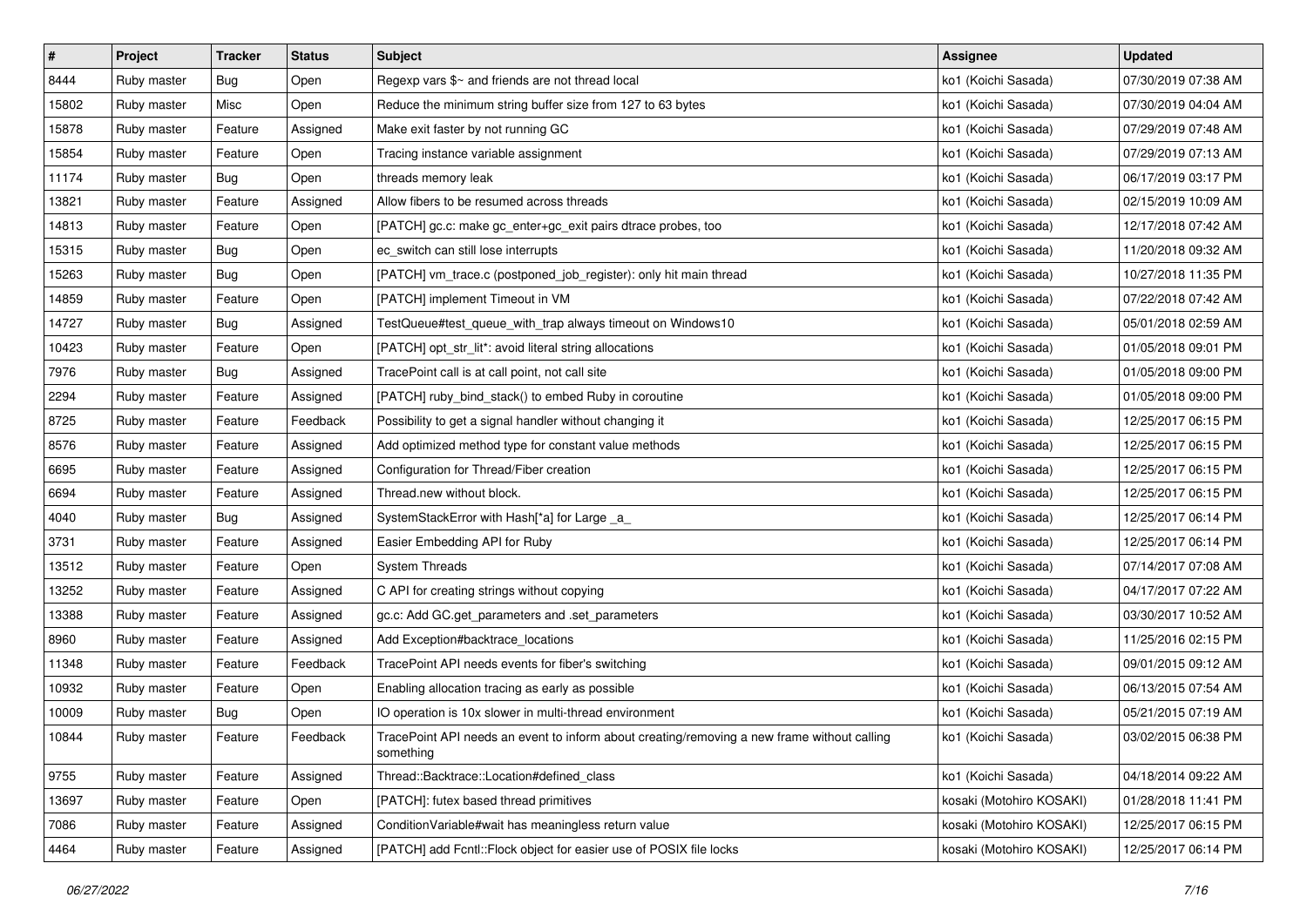| # | Project | Tracker | Status | Subject | Assignee | Updated |
|---|---|---|---|---|---|---|
| 8444 | Ruby master | Bug | Open | Regexp vars $~ and friends are not thread local | ko1 (Koichi Sasada) | 07/30/2019 07:38 AM |
| 15802 | Ruby master | Misc | Open | Reduce the minimum string buffer size from 127 to 63 bytes | ko1 (Koichi Sasada) | 07/30/2019 04:04 AM |
| 15878 | Ruby master | Feature | Assigned | Make exit faster by not running GC | ko1 (Koichi Sasada) | 07/29/2019 07:48 AM |
| 15854 | Ruby master | Feature | Open | Tracing instance variable assignment | ko1 (Koichi Sasada) | 07/29/2019 07:13 AM |
| 11174 | Ruby master | Bug | Open | threads memory leak | ko1 (Koichi Sasada) | 06/17/2019 03:17 PM |
| 13821 | Ruby master | Feature | Assigned | Allow fibers to be resumed across threads | ko1 (Koichi Sasada) | 02/15/2019 10:09 AM |
| 14813 | Ruby master | Feature | Open | [PATCH] gc.c: make gc_enter+gc_exit pairs dtrace probes, too | ko1 (Koichi Sasada) | 12/17/2018 07:42 AM |
| 15315 | Ruby master | Bug | Open | ec_switch can still lose interrupts | ko1 (Koichi Sasada) | 11/20/2018 09:32 AM |
| 15263 | Ruby master | Bug | Open | [PATCH] vm_trace.c (postponed_job_register): only hit main thread | ko1 (Koichi Sasada) | 10/27/2018 11:35 PM |
| 14859 | Ruby master | Feature | Open | [PATCH] implement Timeout in VM | ko1 (Koichi Sasada) | 07/22/2018 07:42 AM |
| 14727 | Ruby master | Bug | Assigned | TestQueue#test_queue_with_trap always timeout on Windows10 | ko1 (Koichi Sasada) | 05/01/2018 02:59 AM |
| 10423 | Ruby master | Feature | Open | [PATCH] opt_str_lit*: avoid literal string allocations | ko1 (Koichi Sasada) | 01/05/2018 09:01 PM |
| 7976 | Ruby master | Bug | Assigned | TracePoint call is at call point, not call site | ko1 (Koichi Sasada) | 01/05/2018 09:00 PM |
| 2294 | Ruby master | Feature | Assigned | [PATCH] ruby_bind_stack() to embed Ruby in coroutine | ko1 (Koichi Sasada) | 01/05/2018 09:00 PM |
| 8725 | Ruby master | Feature | Feedback | Possibility to get a signal handler without changing it | ko1 (Koichi Sasada) | 12/25/2017 06:15 PM |
| 8576 | Ruby master | Feature | Assigned | Add optimized method type for constant value methods | ko1 (Koichi Sasada) | 12/25/2017 06:15 PM |
| 6695 | Ruby master | Feature | Assigned | Configuration for Thread/Fiber creation | ko1 (Koichi Sasada) | 12/25/2017 06:15 PM |
| 6694 | Ruby master | Feature | Assigned | Thread.new without block. | ko1 (Koichi Sasada) | 12/25/2017 06:15 PM |
| 4040 | Ruby master | Bug | Assigned | SystemStackError with Hash[*a] for Large _a_ | ko1 (Koichi Sasada) | 12/25/2017 06:14 PM |
| 3731 | Ruby master | Feature | Assigned | Easier Embedding API for Ruby | ko1 (Koichi Sasada) | 12/25/2017 06:14 PM |
| 13512 | Ruby master | Feature | Open | System Threads | ko1 (Koichi Sasada) | 07/14/2017 07:08 AM |
| 13252 | Ruby master | Feature | Assigned | C API for creating strings without copying | ko1 (Koichi Sasada) | 04/17/2017 07:22 AM |
| 13388 | Ruby master | Feature | Assigned | gc.c: Add GC.get_parameters and .set_parameters | ko1 (Koichi Sasada) | 03/30/2017 10:52 AM |
| 8960 | Ruby master | Feature | Assigned | Add Exception#backtrace_locations | ko1 (Koichi Sasada) | 11/25/2016 02:15 PM |
| 11348 | Ruby master | Feature | Feedback | TracePoint API needs events for fiber's switching | ko1 (Koichi Sasada) | 09/01/2015 09:12 AM |
| 10932 | Ruby master | Feature | Open | Enabling allocation tracing as early as possible | ko1 (Koichi Sasada) | 06/13/2015 07:54 AM |
| 10009 | Ruby master | Bug | Open | IO operation is 10x slower in multi-thread environment | ko1 (Koichi Sasada) | 05/21/2015 07:19 AM |
| 10844 | Ruby master | Feature | Feedback | TracePoint API needs an event to inform about creating/removing a new frame without calling something | ko1 (Koichi Sasada) | 03/02/2015 06:38 PM |
| 9755 | Ruby master | Feature | Assigned | Thread::Backtrace::Location#defined_class | ko1 (Koichi Sasada) | 04/18/2014 09:22 AM |
| 13697 | Ruby master | Feature | Open | [PATCH]: futex based thread primitives | kosaki (Motohiro KOSAKI) | 01/28/2018 11:41 PM |
| 7086 | Ruby master | Feature | Assigned | ConditionVariable#wait has meaningless return value | kosaki (Motohiro KOSAKI) | 12/25/2017 06:15 PM |
| 4464 | Ruby master | Feature | Assigned | [PATCH] add Fcntl::Flock object for easier use of POSIX file locks | kosaki (Motohiro KOSAKI) | 12/25/2017 06:14 PM |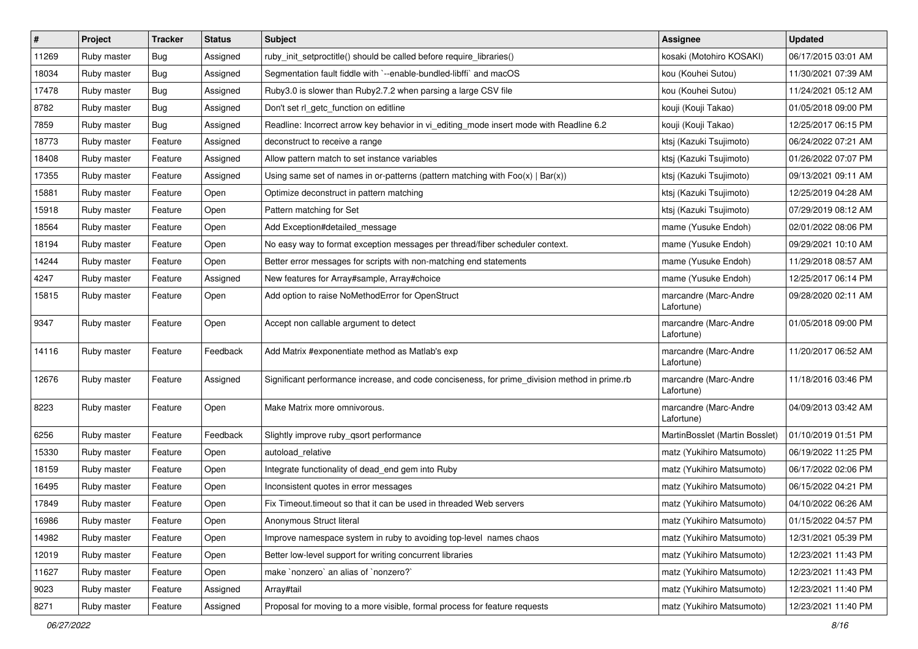| # | Project | Tracker | Status | Subject | Assignee | Updated |
|---|---|---|---|---|---|---|
| 11269 | Ruby master | Bug | Assigned | ruby_init_setproctitle() should be called before require_libraries() | kosaki (Motohiro KOSAKI) | 06/17/2015 03:01 AM |
| 18034 | Ruby master | Bug | Assigned | Segmentation fault fiddle with `--enable-bundled-libffi` and macOS | kou (Kouhei Sutou) | 11/30/2021 07:39 AM |
| 17478 | Ruby master | Bug | Assigned | Ruby3.0 is slower than Ruby2.7.2 when parsing a large CSV file | kou (Kouhei Sutou) | 11/24/2021 05:12 AM |
| 8782 | Ruby master | Bug | Assigned | Don't set rl_getc_function on editline | kouji (Kouji Takao) | 01/05/2018 09:00 PM |
| 7859 | Ruby master | Bug | Assigned | Readline: Incorrect arrow key behavior in vi_editing_mode insert mode with Readline 6.2 | kouji (Kouji Takao) | 12/25/2017 06:15 PM |
| 18773 | Ruby master | Feature | Assigned | deconstruct to receive a range | ktsj (Kazuki Tsujimoto) | 06/24/2022 07:21 AM |
| 18408 | Ruby master | Feature | Assigned | Allow pattern match to set instance variables | ktsj (Kazuki Tsujimoto) | 01/26/2022 07:07 PM |
| 17355 | Ruby master | Feature | Assigned | Using same set of names in or-patterns (pattern matching with Foo(x) \| Bar(x)) | ktsj (Kazuki Tsujimoto) | 09/13/2021 09:11 AM |
| 15881 | Ruby master | Feature | Open | Optimize deconstruct in pattern matching | ktsj (Kazuki Tsujimoto) | 12/25/2019 04:28 AM |
| 15918 | Ruby master | Feature | Open | Pattern matching for Set | ktsj (Kazuki Tsujimoto) | 07/29/2019 08:12 AM |
| 18564 | Ruby master | Feature | Open | Add Exception#detailed_message | mame (Yusuke Endoh) | 02/01/2022 08:06 PM |
| 18194 | Ruby master | Feature | Open | No easy way to format exception messages per thread/fiber scheduler context. | mame (Yusuke Endoh) | 09/29/2021 10:10 AM |
| 14244 | Ruby master | Feature | Open | Better error messages for scripts with non-matching end statements | mame (Yusuke Endoh) | 11/29/2018 08:57 AM |
| 4247 | Ruby master | Feature | Assigned | New features for Array#sample, Array#choice | mame (Yusuke Endoh) | 12/25/2017 06:14 PM |
| 15815 | Ruby master | Feature | Open | Add option to raise NoMethodError for OpenStruct | marcandre (Marc-Andre Lafortune) | 09/28/2020 02:11 AM |
| 9347 | Ruby master | Feature | Open | Accept non callable argument to detect | marcandre (Marc-Andre Lafortune) | 01/05/2018 09:00 PM |
| 14116 | Ruby master | Feature | Feedback | Add Matrix #exponentiate method as Matlab's exp | marcandre (Marc-Andre Lafortune) | 11/20/2017 06:52 AM |
| 12676 | Ruby master | Feature | Assigned | Significant performance increase, and code conciseness, for prime_division method in prime.rb | marcandre (Marc-Andre Lafortune) | 11/18/2016 03:46 PM |
| 8223 | Ruby master | Feature | Open | Make Matrix more omnivorous. | marcandre (Marc-Andre Lafortune) | 04/09/2013 03:42 AM |
| 6256 | Ruby master | Feature | Feedback | Slightly improve ruby_qsort performance | MartinBosslet (Martin Bosslet) | 01/10/2019 01:51 PM |
| 15330 | Ruby master | Feature | Open | autoload_relative | matz (Yukihiro Matsumoto) | 06/19/2022 11:25 PM |
| 18159 | Ruby master | Feature | Open | Integrate functionality of dead_end gem into Ruby | matz (Yukihiro Matsumoto) | 06/17/2022 02:06 PM |
| 16495 | Ruby master | Feature | Open | Inconsistent quotes in error messages | matz (Yukihiro Matsumoto) | 06/15/2022 04:21 PM |
| 17849 | Ruby master | Feature | Open | Fix Timeout.timeout so that it can be used in threaded Web servers | matz (Yukihiro Matsumoto) | 04/10/2022 06:26 AM |
| 16986 | Ruby master | Feature | Open | Anonymous Struct literal | matz (Yukihiro Matsumoto) | 01/15/2022 04:57 PM |
| 14982 | Ruby master | Feature | Open | Improve namespace system in ruby to avoiding top-level names chaos | matz (Yukihiro Matsumoto) | 12/31/2021 05:39 PM |
| 12019 | Ruby master | Feature | Open | Better low-level support for writing concurrent libraries | matz (Yukihiro Matsumoto) | 12/23/2021 11:43 PM |
| 11627 | Ruby master | Feature | Open | make `nonzero` an alias of `nonzero?` | matz (Yukihiro Matsumoto) | 12/23/2021 11:43 PM |
| 9023 | Ruby master | Feature | Assigned | Array#tail | matz (Yukihiro Matsumoto) | 12/23/2021 11:40 PM |
| 8271 | Ruby master | Feature | Assigned | Proposal for moving to a more visible, formal process for feature requests | matz (Yukihiro Matsumoto) | 12/23/2021 11:40 PM |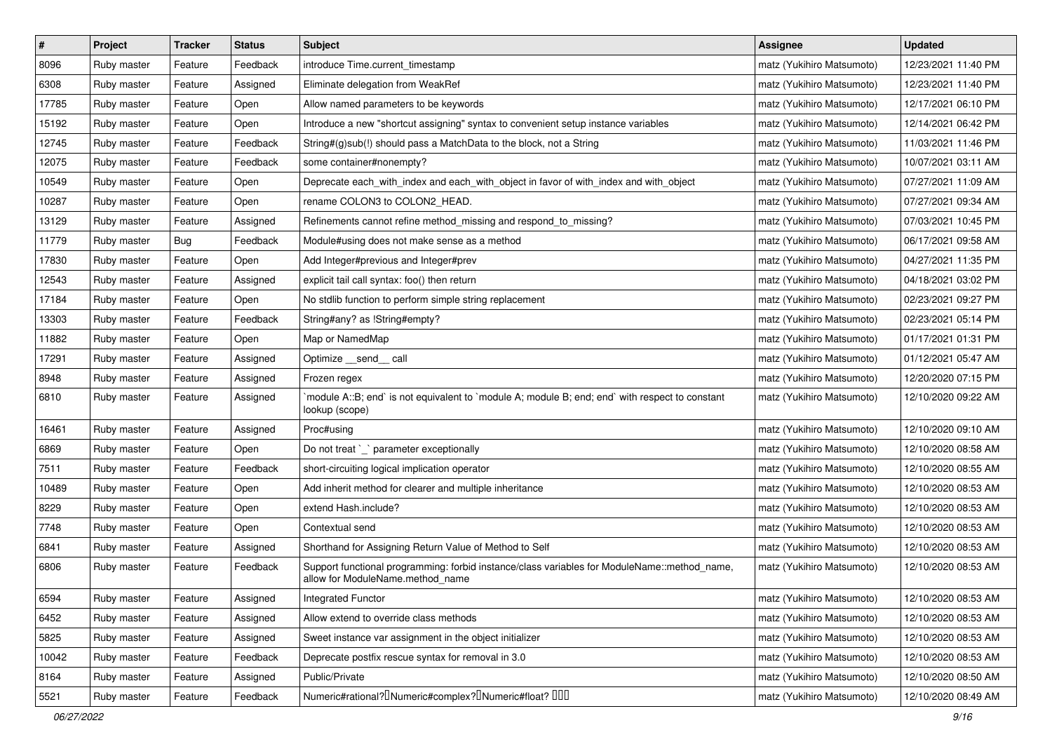| # | Project | Tracker | Status | Subject | Assignee | Updated |
| --- | --- | --- | --- | --- | --- | --- |
| 8096 | Ruby master | Feature | Feedback | introduce Time.current_timestamp | matz (Yukihiro Matsumoto) | 12/23/2021 11:40 PM |
| 6308 | Ruby master | Feature | Assigned | Eliminate delegation from WeakRef | matz (Yukihiro Matsumoto) | 12/23/2021 11:40 PM |
| 17785 | Ruby master | Feature | Open | Allow named parameters to be keywords | matz (Yukihiro Matsumoto) | 12/17/2021 06:10 PM |
| 15192 | Ruby master | Feature | Open | Introduce a new "shortcut assigning" syntax to convenient setup instance variables | matz (Yukihiro Matsumoto) | 12/14/2021 06:42 PM |
| 12745 | Ruby master | Feature | Feedback | String#(g)sub(!) should pass a MatchData to the block, not a String | matz (Yukihiro Matsumoto) | 11/03/2021 11:46 PM |
| 12075 | Ruby master | Feature | Feedback | some container#nonempty? | matz (Yukihiro Matsumoto) | 10/07/2021 03:11 AM |
| 10549 | Ruby master | Feature | Open | Deprecate each_with_index and each_with_object in favor of with_index and with_object | matz (Yukihiro Matsumoto) | 07/27/2021 11:09 AM |
| 10287 | Ruby master | Feature | Open | rename COLON3 to COLON2_HEAD. | matz (Yukihiro Matsumoto) | 07/27/2021 09:34 AM |
| 13129 | Ruby master | Feature | Assigned | Refinements cannot refine method_missing and respond_to_missing? | matz (Yukihiro Matsumoto) | 07/03/2021 10:45 PM |
| 11779 | Ruby master | Bug | Feedback | Module#using does not make sense as a method | matz (Yukihiro Matsumoto) | 06/17/2021 09:58 AM |
| 17830 | Ruby master | Feature | Open | Add Integer#previous and Integer#prev | matz (Yukihiro Matsumoto) | 04/27/2021 11:35 PM |
| 12543 | Ruby master | Feature | Assigned | explicit tail call syntax: foo() then return | matz (Yukihiro Matsumoto) | 04/18/2021 03:02 PM |
| 17184 | Ruby master | Feature | Open | No stdlib function to perform simple string replacement | matz (Yukihiro Matsumoto) | 02/23/2021 09:27 PM |
| 13303 | Ruby master | Feature | Feedback | String#any? as !String#empty? | matz (Yukihiro Matsumoto) | 02/23/2021 05:14 PM |
| 11882 | Ruby master | Feature | Open | Map or NamedMap | matz (Yukihiro Matsumoto) | 01/17/2021 01:31 PM |
| 17291 | Ruby master | Feature | Assigned | Optimize __send__ call | matz (Yukihiro Matsumoto) | 01/12/2021 05:47 AM |
| 8948 | Ruby master | Feature | Assigned | Frozen regex | matz (Yukihiro Matsumoto) | 12/20/2020 07:15 PM |
| 6810 | Ruby master | Feature | Assigned | `module A::B; end` is not equivalent to `module A; module B; end; end` with respect to constant lookup (scope) | matz (Yukihiro Matsumoto) | 12/10/2020 09:22 AM |
| 16461 | Ruby master | Feature | Assigned | Proc#using | matz (Yukihiro Matsumoto) | 12/10/2020 09:10 AM |
| 6869 | Ruby master | Feature | Open | Do not treat `_` parameter exceptionally | matz (Yukihiro Matsumoto) | 12/10/2020 08:58 AM |
| 7511 | Ruby master | Feature | Feedback | short-circuiting logical implication operator | matz (Yukihiro Matsumoto) | 12/10/2020 08:55 AM |
| 10489 | Ruby master | Feature | Open | Add inherit method for clearer and multiple inheritance | matz (Yukihiro Matsumoto) | 12/10/2020 08:53 AM |
| 8229 | Ruby master | Feature | Open | extend Hash.include? | matz (Yukihiro Matsumoto) | 12/10/2020 08:53 AM |
| 7748 | Ruby master | Feature | Open | Contextual send | matz (Yukihiro Matsumoto) | 12/10/2020 08:53 AM |
| 6841 | Ruby master | Feature | Assigned | Shorthand for Assigning Return Value of Method to Self | matz (Yukihiro Matsumoto) | 12/10/2020 08:53 AM |
| 6806 | Ruby master | Feature | Feedback | Support functional programming: forbid instance/class variables for ModuleName::method_name, allow for ModuleName.method_name | matz (Yukihiro Matsumoto) | 12/10/2020 08:53 AM |
| 6594 | Ruby master | Feature | Assigned | Integrated Functor | matz (Yukihiro Matsumoto) | 12/10/2020 08:53 AM |
| 6452 | Ruby master | Feature | Assigned | Allow extend to override class methods | matz (Yukihiro Matsumoto) | 12/10/2020 08:53 AM |
| 5825 | Ruby master | Feature | Assigned | Sweet instance var assignment in the object initializer | matz (Yukihiro Matsumoto) | 12/10/2020 08:53 AM |
| 10042 | Ruby master | Feature | Feedback | Deprecate postfix rescue syntax for removal in 3.0 | matz (Yukihiro Matsumoto) | 12/10/2020 08:53 AM |
| 8164 | Ruby master | Feature | Assigned | Public/Private | matz (Yukihiro Matsumoto) | 12/10/2020 08:50 AM |
| 5521 | Ruby master | Feature | Feedback | Numeric#rational?�Numeric#complex?�Numeric#float? ��� | matz (Yukihiro Matsumoto) | 12/10/2020 08:49 AM |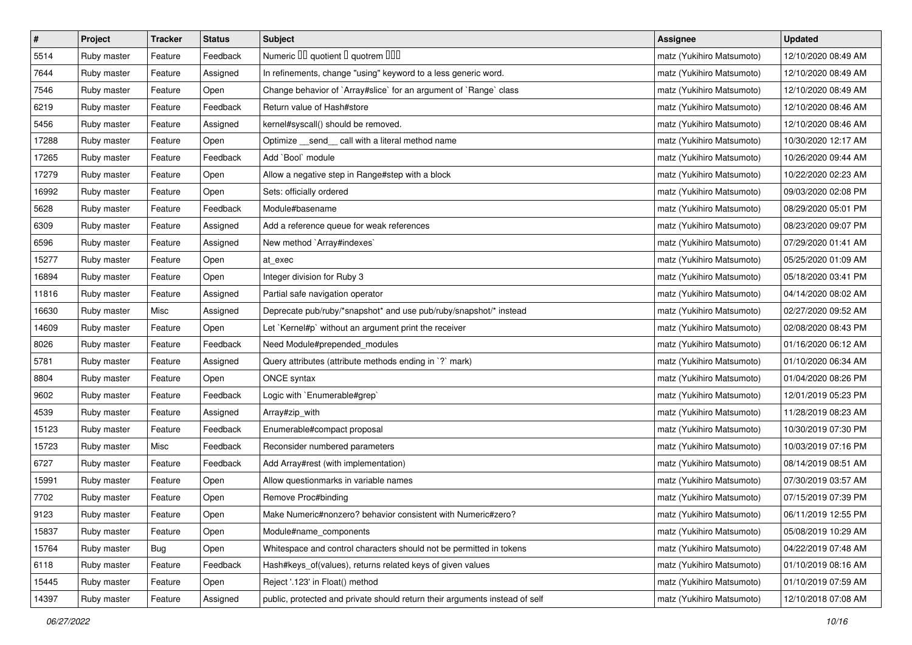| # | Project | Tracker | Status | Subject | Assignee | Updated |
| --- | --- | --- | --- | --- | --- | --- |
| 5514 | Ruby master | Feature | Feedback | Numeric ☐☐ quotient ☐ quotrem ☐☐☐ | matz (Yukihiro Matsumoto) | 12/10/2020 08:49 AM |
| 7644 | Ruby master | Feature | Assigned | In refinements, change "using" keyword to a less generic word. | matz (Yukihiro Matsumoto) | 12/10/2020 08:49 AM |
| 7546 | Ruby master | Feature | Open | Change behavior of `Array#slice` for an argument of `Range` class | matz (Yukihiro Matsumoto) | 12/10/2020 08:49 AM |
| 6219 | Ruby master | Feature | Feedback | Return value of Hash#store | matz (Yukihiro Matsumoto) | 12/10/2020 08:46 AM |
| 5456 | Ruby master | Feature | Assigned | kernel#syscall() should be removed. | matz (Yukihiro Matsumoto) | 12/10/2020 08:46 AM |
| 17288 | Ruby master | Feature | Open | Optimize __send__ call with a literal method name | matz (Yukihiro Matsumoto) | 10/30/2020 12:17 AM |
| 17265 | Ruby master | Feature | Feedback | Add `Bool` module | matz (Yukihiro Matsumoto) | 10/26/2020 09:44 AM |
| 17279 | Ruby master | Feature | Open | Allow a negative step in Range#step with a block | matz (Yukihiro Matsumoto) | 10/22/2020 02:23 AM |
| 16992 | Ruby master | Feature | Open | Sets: officially ordered | matz (Yukihiro Matsumoto) | 09/03/2020 02:08 PM |
| 5628 | Ruby master | Feature | Feedback | Module#basename | matz (Yukihiro Matsumoto) | 08/29/2020 05:01 PM |
| 6309 | Ruby master | Feature | Assigned | Add a reference queue for weak references | matz (Yukihiro Matsumoto) | 08/23/2020 09:07 PM |
| 6596 | Ruby master | Feature | Assigned | New method `Array#indexes` | matz (Yukihiro Matsumoto) | 07/29/2020 01:41 AM |
| 15277 | Ruby master | Feature | Open | at_exec | matz (Yukihiro Matsumoto) | 05/25/2020 01:09 AM |
| 16894 | Ruby master | Feature | Open | Integer division for Ruby 3 | matz (Yukihiro Matsumoto) | 05/18/2020 03:41 PM |
| 11816 | Ruby master | Feature | Assigned | Partial safe navigation operator | matz (Yukihiro Matsumoto) | 04/14/2020 08:02 AM |
| 16630 | Ruby master | Misc | Assigned | Deprecate pub/ruby/*snapshot* and use pub/ruby/snapshot/* instead | matz (Yukihiro Matsumoto) | 02/27/2020 09:52 AM |
| 14609 | Ruby master | Feature | Open | Let `Kernel#p` without an argument print the receiver | matz (Yukihiro Matsumoto) | 02/08/2020 08:43 PM |
| 8026 | Ruby master | Feature | Feedback | Need Module#prepended_modules | matz (Yukihiro Matsumoto) | 01/16/2020 06:12 AM |
| 5781 | Ruby master | Feature | Assigned | Query attributes (attribute methods ending in `?` mark) | matz (Yukihiro Matsumoto) | 01/10/2020 06:34 AM |
| 8804 | Ruby master | Feature | Open | ONCE syntax | matz (Yukihiro Matsumoto) | 01/04/2020 08:26 PM |
| 9602 | Ruby master | Feature | Feedback | Logic with `Enumerable#grep` | matz (Yukihiro Matsumoto) | 12/01/2019 05:23 PM |
| 4539 | Ruby master | Feature | Assigned | Array#zip_with | matz (Yukihiro Matsumoto) | 11/28/2019 08:23 AM |
| 15123 | Ruby master | Feature | Feedback | Enumerable#compact proposal | matz (Yukihiro Matsumoto) | 10/30/2019 07:30 PM |
| 15723 | Ruby master | Misc | Feedback | Reconsider numbered parameters | matz (Yukihiro Matsumoto) | 10/03/2019 07:16 PM |
| 6727 | Ruby master | Feature | Feedback | Add Array#rest (with implementation) | matz (Yukihiro Matsumoto) | 08/14/2019 08:51 AM |
| 15991 | Ruby master | Feature | Open | Allow questionmarks in variable names | matz (Yukihiro Matsumoto) | 07/30/2019 03:57 AM |
| 7702 | Ruby master | Feature | Open | Remove Proc#binding | matz (Yukihiro Matsumoto) | 07/15/2019 07:39 PM |
| 9123 | Ruby master | Feature | Open | Make Numeric#nonzero? behavior consistent with Numeric#zero? | matz (Yukihiro Matsumoto) | 06/11/2019 12:55 PM |
| 15837 | Ruby master | Feature | Open | Module#name_components | matz (Yukihiro Matsumoto) | 05/08/2019 10:29 AM |
| 15764 | Ruby master | Bug | Open | Whitespace and control characters should not be permitted in tokens | matz (Yukihiro Matsumoto) | 04/22/2019 07:48 AM |
| 6118 | Ruby master | Feature | Feedback | Hash#keys_of(values), returns related keys of given values | matz (Yukihiro Matsumoto) | 01/10/2019 08:16 AM |
| 15445 | Ruby master | Feature | Open | Reject '.123' in Float() method | matz (Yukihiro Matsumoto) | 01/10/2019 07:59 AM |
| 14397 | Ruby master | Feature | Assigned | public, protected and private should return their arguments instead of self | matz (Yukihiro Matsumoto) | 12/10/2018 07:08 AM |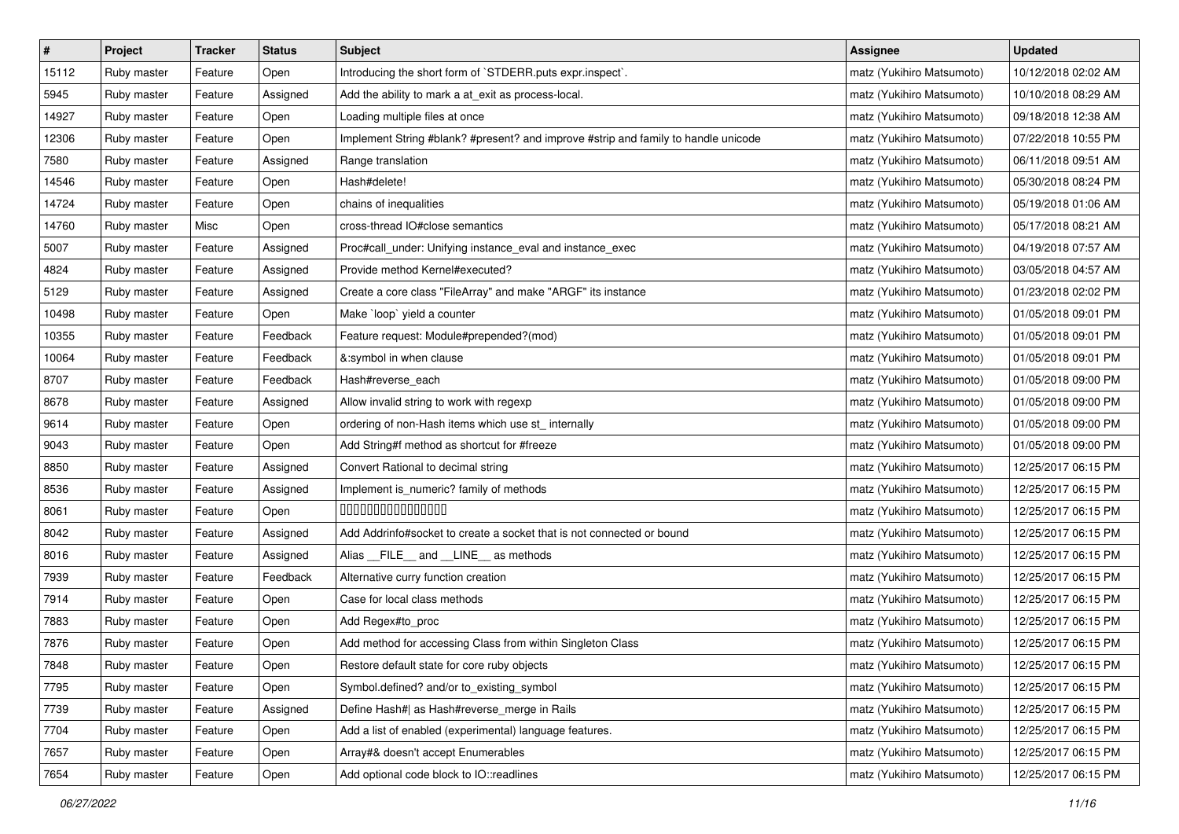| # | Project | Tracker | Status | Subject | Assignee | Updated |
|---|---|---|---|---|---|---|
| 15112 | Ruby master | Feature | Open | Introducing the short form of `STDERR.puts expr.inspect`. | matz (Yukihiro Matsumoto) | 10/12/2018 02:02 AM |
| 5945 | Ruby master | Feature | Assigned | Add the ability to mark a at_exit as process-local. | matz (Yukihiro Matsumoto) | 10/10/2018 08:29 AM |
| 14927 | Ruby master | Feature | Open | Loading multiple files at once | matz (Yukihiro Matsumoto) | 09/18/2018 12:38 AM |
| 12306 | Ruby master | Feature | Open | Implement String #blank? #present? and improve #strip and family to handle unicode | matz (Yukihiro Matsumoto) | 07/22/2018 10:55 PM |
| 7580 | Ruby master | Feature | Assigned | Range translation | matz (Yukihiro Matsumoto) | 06/11/2018 09:51 AM |
| 14546 | Ruby master | Feature | Open | Hash#delete! | matz (Yukihiro Matsumoto) | 05/30/2018 08:24 PM |
| 14724 | Ruby master | Feature | Open | chains of inequalities | matz (Yukihiro Matsumoto) | 05/19/2018 01:06 AM |
| 14760 | Ruby master | Misc | Open | cross-thread IO#close semantics | matz (Yukihiro Matsumoto) | 05/17/2018 08:21 AM |
| 5007 | Ruby master | Feature | Assigned | Proc#call_under: Unifying instance_eval and instance_exec | matz (Yukihiro Matsumoto) | 04/19/2018 07:57 AM |
| 4824 | Ruby master | Feature | Assigned | Provide method Kernel#executed? | matz (Yukihiro Matsumoto) | 03/05/2018 04:57 AM |
| 5129 | Ruby master | Feature | Assigned | Create a core class "FileArray" and make "ARGF" its instance | matz (Yukihiro Matsumoto) | 01/23/2018 02:02 PM |
| 10498 | Ruby master | Feature | Open | Make `loop` yield a counter | matz (Yukihiro Matsumoto) | 01/05/2018 09:01 PM |
| 10355 | Ruby master | Feature | Feedback | Feature request: Module#prepended?(mod) | matz (Yukihiro Matsumoto) | 01/05/2018 09:01 PM |
| 10064 | Ruby master | Feature | Feedback | &:symbol in when clause | matz (Yukihiro Matsumoto) | 01/05/2018 09:01 PM |
| 8707 | Ruby master | Feature | Feedback | Hash#reverse_each | matz (Yukihiro Matsumoto) | 01/05/2018 09:00 PM |
| 8678 | Ruby master | Feature | Assigned | Allow invalid string to work with regexp | matz (Yukihiro Matsumoto) | 01/05/2018 09:00 PM |
| 9614 | Ruby master | Feature | Open | ordering of non-Hash items which use st_ internally | matz (Yukihiro Matsumoto) | 01/05/2018 09:00 PM |
| 9043 | Ruby master | Feature | Open | Add String#f method as shortcut for #freeze | matz (Yukihiro Matsumoto) | 01/05/2018 09:00 PM |
| 8850 | Ruby master | Feature | Assigned | Convert Rational to decimal string | matz (Yukihiro Matsumoto) | 12/25/2017 06:15 PM |
| 8536 | Ruby master | Feature | Assigned | Implement is_numeric? family of methods | matz (Yukihiro Matsumoto) | 12/25/2017 06:15 PM |
| 8061 | Ruby master | Feature | Open | □□□□□□□□□□□□□□□□ | matz (Yukihiro Matsumoto) | 12/25/2017 06:15 PM |
| 8042 | Ruby master | Feature | Assigned | Add Addrinfo#socket to create a socket that is not connected or bound | matz (Yukihiro Matsumoto) | 12/25/2017 06:15 PM |
| 8016 | Ruby master | Feature | Assigned | Alias __FILE__ and __LINE__ as methods | matz (Yukihiro Matsumoto) | 12/25/2017 06:15 PM |
| 7939 | Ruby master | Feature | Feedback | Alternative curry function creation | matz (Yukihiro Matsumoto) | 12/25/2017 06:15 PM |
| 7914 | Ruby master | Feature | Open | Case for local class methods | matz (Yukihiro Matsumoto) | 12/25/2017 06:15 PM |
| 7883 | Ruby master | Feature | Open | Add Regex#to_proc | matz (Yukihiro Matsumoto) | 12/25/2017 06:15 PM |
| 7876 | Ruby master | Feature | Open | Add method for accessing Class from within Singleton Class | matz (Yukihiro Matsumoto) | 12/25/2017 06:15 PM |
| 7848 | Ruby master | Feature | Open | Restore default state for core ruby objects | matz (Yukihiro Matsumoto) | 12/25/2017 06:15 PM |
| 7795 | Ruby master | Feature | Open | Symbol.defined? and/or to_existing_symbol | matz (Yukihiro Matsumoto) | 12/25/2017 06:15 PM |
| 7739 | Ruby master | Feature | Assigned | Define Hash#\| as Hash#reverse_merge in Rails | matz (Yukihiro Matsumoto) | 12/25/2017 06:15 PM |
| 7704 | Ruby master | Feature | Open | Add a list of enabled (experimental) language features. | matz (Yukihiro Matsumoto) | 12/25/2017 06:15 PM |
| 7657 | Ruby master | Feature | Open | Array#& doesn't accept Enumerables | matz (Yukihiro Matsumoto) | 12/25/2017 06:15 PM |
| 7654 | Ruby master | Feature | Open | Add optional code block to IO::readlines | matz (Yukihiro Matsumoto) | 12/25/2017 06:15 PM |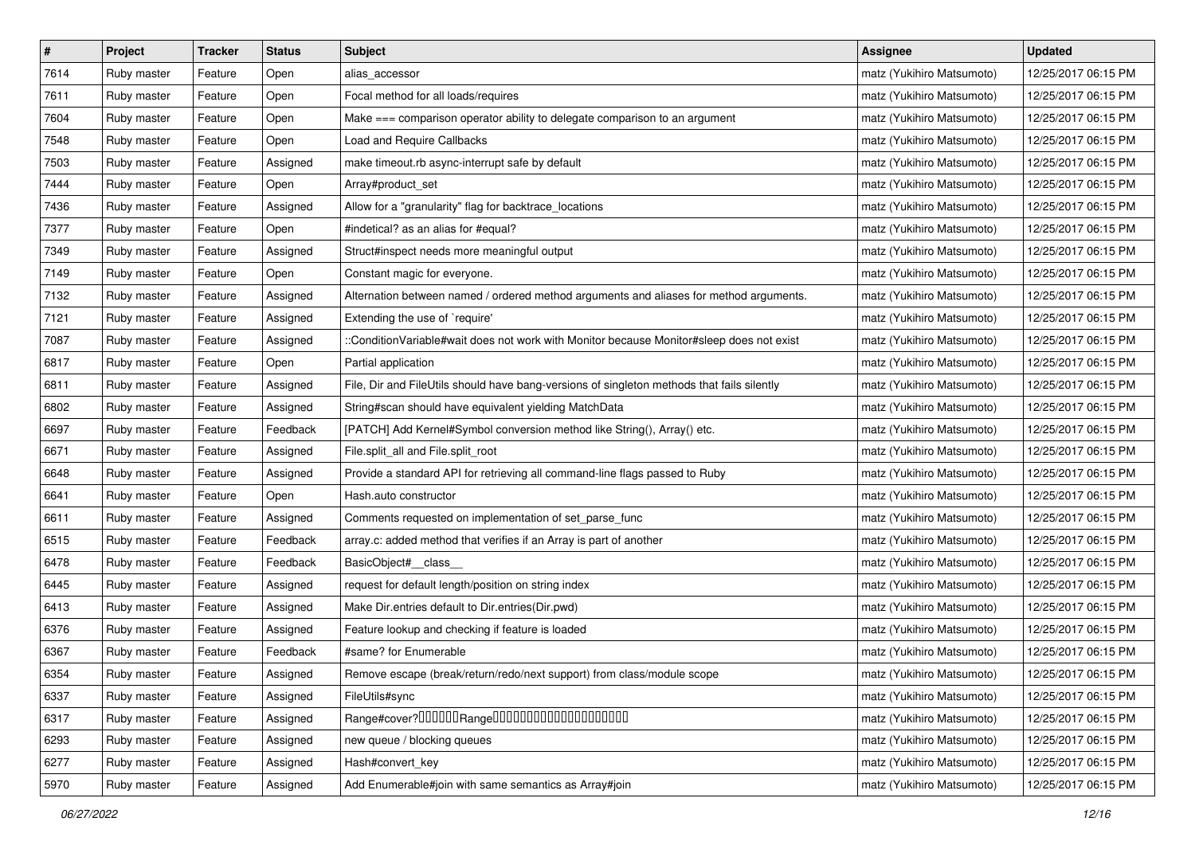| # | Project | Tracker | Status | Subject | Assignee | Updated |
|---|---|---|---|---|---|---|
| 7614 | Ruby master | Feature | Open | alias_accessor | matz (Yukihiro Matsumoto) | 12/25/2017 06:15 PM |
| 7611 | Ruby master | Feature | Open | Focal method for all loads/requires | matz (Yukihiro Matsumoto) | 12/25/2017 06:15 PM |
| 7604 | Ruby master | Feature | Open | Make === comparison operator ability to delegate comparison to an argument | matz (Yukihiro Matsumoto) | 12/25/2017 06:15 PM |
| 7548 | Ruby master | Feature | Open | Load and Require Callbacks | matz (Yukihiro Matsumoto) | 12/25/2017 06:15 PM |
| 7503 | Ruby master | Feature | Assigned | make timeout.rb async-interrupt safe by default | matz (Yukihiro Matsumoto) | 12/25/2017 06:15 PM |
| 7444 | Ruby master | Feature | Open | Array#product_set | matz (Yukihiro Matsumoto) | 12/25/2017 06:15 PM |
| 7436 | Ruby master | Feature | Assigned | Allow for a "granularity" flag for backtrace_locations | matz (Yukihiro Matsumoto) | 12/25/2017 06:15 PM |
| 7377 | Ruby master | Feature | Open | #indetical? as an alias for #equal? | matz (Yukihiro Matsumoto) | 12/25/2017 06:15 PM |
| 7349 | Ruby master | Feature | Assigned | Struct#inspect needs more meaningful output | matz (Yukihiro Matsumoto) | 12/25/2017 06:15 PM |
| 7149 | Ruby master | Feature | Open | Constant magic for everyone. | matz (Yukihiro Matsumoto) | 12/25/2017 06:15 PM |
| 7132 | Ruby master | Feature | Assigned | Alternation between named / ordered method arguments and aliases for method arguments. | matz (Yukihiro Matsumoto) | 12/25/2017 06:15 PM |
| 7121 | Ruby master | Feature | Assigned | Extending the use of `require' | matz (Yukihiro Matsumoto) | 12/25/2017 06:15 PM |
| 7087 | Ruby master | Feature | Assigned | ::ConditionVariable#wait does not work with Monitor because Monitor#sleep does not exist | matz (Yukihiro Matsumoto) | 12/25/2017 06:15 PM |
| 6817 | Ruby master | Feature | Open | Partial application | matz (Yukihiro Matsumoto) | 12/25/2017 06:15 PM |
| 6811 | Ruby master | Feature | Assigned | File, Dir and FileUtils should have bang-versions of singleton methods that fails silently | matz (Yukihiro Matsumoto) | 12/25/2017 06:15 PM |
| 6802 | Ruby master | Feature | Assigned | String#scan should have equivalent yielding MatchData | matz (Yukihiro Matsumoto) | 12/25/2017 06:15 PM |
| 6697 | Ruby master | Feature | Feedback | [PATCH] Add Kernel#Symbol conversion method like String(), Array() etc. | matz (Yukihiro Matsumoto) | 12/25/2017 06:15 PM |
| 6671 | Ruby master | Feature | Assigned | File.split_all and File.split_root | matz (Yukihiro Matsumoto) | 12/25/2017 06:15 PM |
| 6648 | Ruby master | Feature | Assigned | Provide a standard API for retrieving all command-line flags passed to Ruby | matz (Yukihiro Matsumoto) | 12/25/2017 06:15 PM |
| 6641 | Ruby master | Feature | Open | Hash.auto constructor | matz (Yukihiro Matsumoto) | 12/25/2017 06:15 PM |
| 6611 | Ruby master | Feature | Assigned | Comments requested on implementation of set_parse_func | matz (Yukihiro Matsumoto) | 12/25/2017 06:15 PM |
| 6515 | Ruby master | Feature | Feedback | array.c: added method that verifies if an Array is part of another | matz (Yukihiro Matsumoto) | 12/25/2017 06:15 PM |
| 6478 | Ruby master | Feature | Feedback | BasicObject#__class__ | matz (Yukihiro Matsumoto) | 12/25/2017 06:15 PM |
| 6445 | Ruby master | Feature | Assigned | request for default length/position on string index | matz (Yukihiro Matsumoto) | 12/25/2017 06:15 PM |
| 6413 | Ruby master | Feature | Assigned | Make Dir.entries default to Dir.entries(Dir.pwd) | matz (Yukihiro Matsumoto) | 12/25/2017 06:15 PM |
| 6376 | Ruby master | Feature | Assigned | Feature lookup and checking if feature is loaded | matz (Yukihiro Matsumoto) | 12/25/2017 06:15 PM |
| 6367 | Ruby master | Feature | Feedback | #same? for Enumerable | matz (Yukihiro Matsumoto) | 12/25/2017 06:15 PM |
| 6354 | Ruby master | Feature | Assigned | Remove escape (break/return/redo/next support) from class/module scope | matz (Yukihiro Matsumoto) | 12/25/2017 06:15 PM |
| 6337 | Ruby master | Feature | Assigned | FileUtils#sync | matz (Yukihiro Matsumoto) | 12/25/2017 06:15 PM |
| 6317 | Ruby master | Feature | Assigned | Range#cover?□□□□□□Range□□□□□□□□□□□□□□□□□□□□ | matz (Yukihiro Matsumoto) | 12/25/2017 06:15 PM |
| 6293 | Ruby master | Feature | Assigned | new queue / blocking queues | matz (Yukihiro Matsumoto) | 12/25/2017 06:15 PM |
| 6277 | Ruby master | Feature | Assigned | Hash#convert_key | matz (Yukihiro Matsumoto) | 12/25/2017 06:15 PM |
| 5970 | Ruby master | Feature | Assigned | Add Enumerable#join with same semantics as Array#join | matz (Yukihiro Matsumoto) | 12/25/2017 06:15 PM |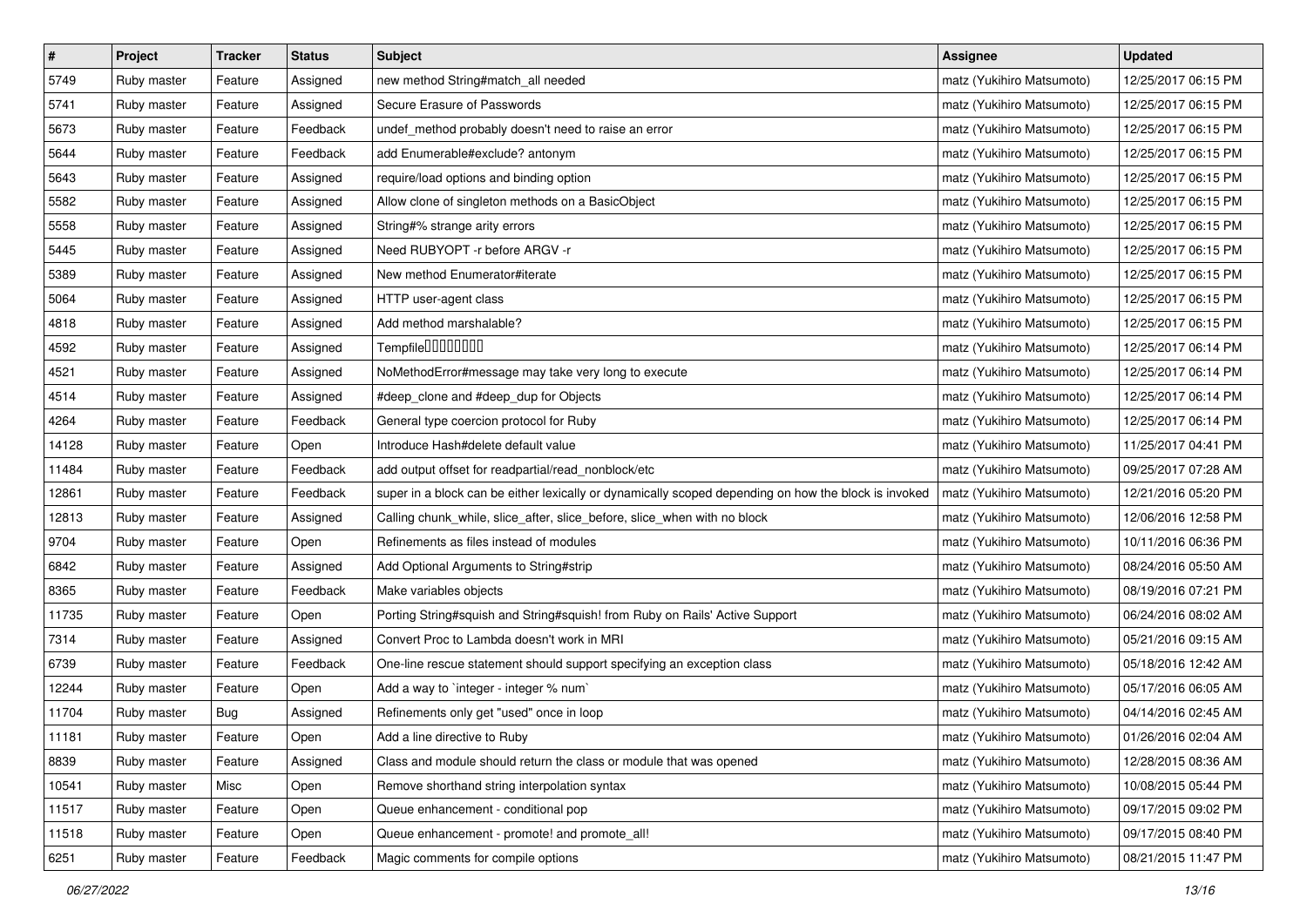| # | Project | Tracker | Status | Subject | Assignee | Updated |
|---|---|---|---|---|---|---|
| 5749 | Ruby master | Feature | Assigned | new method String#match_all needed | matz (Yukihiro Matsumoto) | 12/25/2017 06:15 PM |
| 5741 | Ruby master | Feature | Assigned | Secure Erasure of Passwords | matz (Yukihiro Matsumoto) | 12/25/2017 06:15 PM |
| 5673 | Ruby master | Feature | Feedback | undef_method probably doesn't need to raise an error | matz (Yukihiro Matsumoto) | 12/25/2017 06:15 PM |
| 5644 | Ruby master | Feature | Feedback | add Enumerable#exclude? antonym | matz (Yukihiro Matsumoto) | 12/25/2017 06:15 PM |
| 5643 | Ruby master | Feature | Assigned | require/load options and binding option | matz (Yukihiro Matsumoto) | 12/25/2017 06:15 PM |
| 5582 | Ruby master | Feature | Assigned | Allow clone of singleton methods on a BasicObject | matz (Yukihiro Matsumoto) | 12/25/2017 06:15 PM |
| 5558 | Ruby master | Feature | Assigned | String#% strange arity errors | matz (Yukihiro Matsumoto) | 12/25/2017 06:15 PM |
| 5445 | Ruby master | Feature | Assigned | Need RUBYOPT -r before ARGV -r | matz (Yukihiro Matsumoto) | 12/25/2017 06:15 PM |
| 5389 | Ruby master | Feature | Assigned | New method Enumerator#iterate | matz (Yukihiro Matsumoto) | 12/25/2017 06:15 PM |
| 5064 | Ruby master | Feature | Assigned | HTTP user-agent class | matz (Yukihiro Matsumoto) | 12/25/2017 06:15 PM |
| 4818 | Ruby master | Feature | Assigned | Add method marshalable? | matz (Yukihiro Matsumoto) | 12/25/2017 06:15 PM |
| 4592 | Ruby master | Feature | Assigned | Tempfile□□□□□□□□ | matz (Yukihiro Matsumoto) | 12/25/2017 06:14 PM |
| 4521 | Ruby master | Feature | Assigned | NoMethodError#message may take very long to execute | matz (Yukihiro Matsumoto) | 12/25/2017 06:14 PM |
| 4514 | Ruby master | Feature | Assigned | #deep_clone and #deep_dup for Objects | matz (Yukihiro Matsumoto) | 12/25/2017 06:14 PM |
| 4264 | Ruby master | Feature | Feedback | General type coercion protocol for Ruby | matz (Yukihiro Matsumoto) | 12/25/2017 06:14 PM |
| 14128 | Ruby master | Feature | Open | Introduce Hash#delete default value | matz (Yukihiro Matsumoto) | 11/25/2017 04:41 PM |
| 11484 | Ruby master | Feature | Feedback | add output offset for readpartial/read_nonblock/etc | matz (Yukihiro Matsumoto) | 09/25/2017 07:28 AM |
| 12861 | Ruby master | Feature | Feedback | super in a block can be either lexically or dynamically scoped depending on how the block is invoked | matz (Yukihiro Matsumoto) | 12/21/2016 05:20 PM |
| 12813 | Ruby master | Feature | Assigned | Calling chunk_while, slice_after, slice_before, slice_when with no block | matz (Yukihiro Matsumoto) | 12/06/2016 12:58 PM |
| 9704 | Ruby master | Feature | Open | Refinements as files instead of modules | matz (Yukihiro Matsumoto) | 10/11/2016 06:36 PM |
| 6842 | Ruby master | Feature | Assigned | Add Optional Arguments to String#strip | matz (Yukihiro Matsumoto) | 08/24/2016 05:50 AM |
| 8365 | Ruby master | Feature | Feedback | Make variables objects | matz (Yukihiro Matsumoto) | 08/19/2016 07:21 PM |
| 11735 | Ruby master | Feature | Open | Porting String#squish and String#squish! from Ruby on Rails' Active Support | matz (Yukihiro Matsumoto) | 06/24/2016 08:02 AM |
| 7314 | Ruby master | Feature | Assigned | Convert Proc to Lambda doesn't work in MRI | matz (Yukihiro Matsumoto) | 05/21/2016 09:15 AM |
| 6739 | Ruby master | Feature | Feedback | One-line rescue statement should support specifying an exception class | matz (Yukihiro Matsumoto) | 05/18/2016 12:42 AM |
| 12244 | Ruby master | Feature | Open | Add a way to `integer - integer % num` | matz (Yukihiro Matsumoto) | 05/17/2016 06:05 AM |
| 11704 | Ruby master | Bug | Assigned | Refinements only get "used" once in loop | matz (Yukihiro Matsumoto) | 04/14/2016 02:45 AM |
| 11181 | Ruby master | Feature | Open | Add a line directive to Ruby | matz (Yukihiro Matsumoto) | 01/26/2016 02:04 AM |
| 8839 | Ruby master | Feature | Assigned | Class and module should return the class or module that was opened | matz (Yukihiro Matsumoto) | 12/28/2015 08:36 AM |
| 10541 | Ruby master | Misc | Open | Remove shorthand string interpolation syntax | matz (Yukihiro Matsumoto) | 10/08/2015 05:44 PM |
| 11517 | Ruby master | Feature | Open | Queue enhancement - conditional pop | matz (Yukihiro Matsumoto) | 09/17/2015 09:02 PM |
| 11518 | Ruby master | Feature | Open | Queue enhancement - promote! and promote_all! | matz (Yukihiro Matsumoto) | 09/17/2015 08:40 PM |
| 6251 | Ruby master | Feature | Feedback | Magic comments for compile options | matz (Yukihiro Matsumoto) | 08/21/2015 11:47 PM |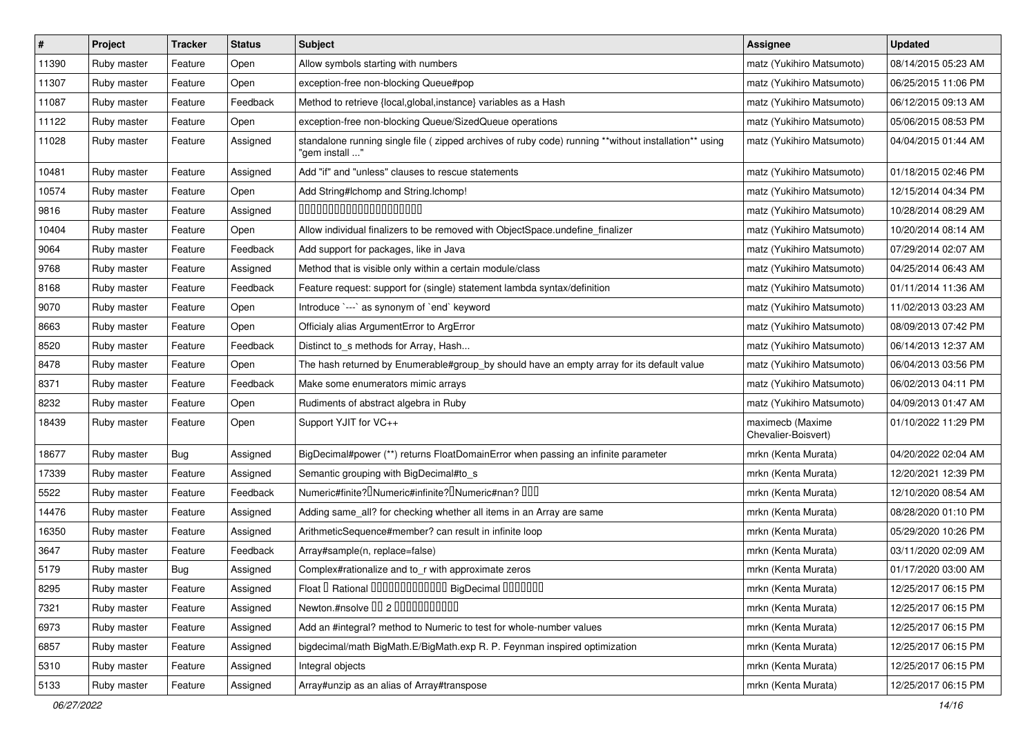| # | Project | Tracker | Status | Subject | Assignee | Updated |
|---|---|---|---|---|---|---|
| 11390 | Ruby master | Feature | Open | Allow symbols starting with numbers | matz (Yukihiro Matsumoto) | 08/14/2015 05:23 AM |
| 11307 | Ruby master | Feature | Open | exception-free non-blocking Queue#pop | matz (Yukihiro Matsumoto) | 06/25/2015 11:06 PM |
| 11087 | Ruby master | Feature | Feedback | Method to retrieve {local,global,instance} variables as a Hash | matz (Yukihiro Matsumoto) | 06/12/2015 09:13 AM |
| 11122 | Ruby master | Feature | Open | exception-free non-blocking Queue/SizedQueue operations | matz (Yukihiro Matsumoto) | 05/06/2015 08:53 PM |
| 11028 | Ruby master | Feature | Assigned | standalone running single file ( zipped archives of ruby code) running **without installation** using "gem install ..." | matz (Yukihiro Matsumoto) | 04/04/2015 01:44 AM |
| 10481 | Ruby master | Feature | Assigned | Add "if" and "unless" clauses to rescue statements | matz (Yukihiro Matsumoto) | 01/18/2015 02:46 PM |
| 10574 | Ruby master | Feature | Open | Add String#lchomp and String.lchomp! | matz (Yukihiro Matsumoto) | 12/15/2014 04:34 PM |
| 9816 | Ruby master | Feature | Assigned | 00000000000000000000000 | matz (Yukihiro Matsumoto) | 10/28/2014 08:29 AM |
| 10404 | Ruby master | Feature | Open | Allow individual finalizers to be removed with ObjectSpace.undefine_finalizer | matz (Yukihiro Matsumoto) | 10/20/2014 08:14 AM |
| 9064 | Ruby master | Feature | Feedback | Add support for packages, like in Java | matz (Yukihiro Matsumoto) | 07/29/2014 02:07 AM |
| 9768 | Ruby master | Feature | Assigned | Method that is visible only within a certain module/class | matz (Yukihiro Matsumoto) | 04/25/2014 06:43 AM |
| 8168 | Ruby master | Feature | Feedback | Feature request: support for (single) statement lambda syntax/definition | matz (Yukihiro Matsumoto) | 01/11/2014 11:36 AM |
| 9070 | Ruby master | Feature | Open | Introduce `---` as synonym of `end` keyword | matz (Yukihiro Matsumoto) | 11/02/2013 03:23 AM |
| 8663 | Ruby master | Feature | Open | Officialy alias ArgumentError to ArgError | matz (Yukihiro Matsumoto) | 08/09/2013 07:42 PM |
| 8520 | Ruby master | Feature | Feedback | Distinct to_s methods for Array, Hash... | matz (Yukihiro Matsumoto) | 06/14/2013 12:37 AM |
| 8478 | Ruby master | Feature | Open | The hash returned by Enumerable#group_by should have an empty array for its default value | matz (Yukihiro Matsumoto) | 06/04/2013 03:56 PM |
| 8371 | Ruby master | Feature | Feedback | Make some enumerators mimic arrays | matz (Yukihiro Matsumoto) | 06/02/2013 04:11 PM |
| 8232 | Ruby master | Feature | Open | Rudiments of abstract algebra in Ruby | matz (Yukihiro Matsumoto) | 04/09/2013 01:47 AM |
| 18439 | Ruby master | Feature | Open | Support YJIT for VC++ | maximecb (Maxime Chevalier-Boisvert) | 01/10/2022 11:29 PM |
| 18677 | Ruby master | Bug | Assigned | BigDecimal#power (**) returns FloatDomainError when passing an infinite parameter | mrkn (Kenta Murata) | 04/20/2022 02:04 AM |
| 17339 | Ruby master | Feature | Assigned | Semantic grouping with BigDecimal#to_s | mrkn (Kenta Murata) | 12/20/2021 12:39 PM |
| 5522 | Ruby master | Feature | Feedback | Numeric#finite?0Numeric#infinite?0Numeric#nan? 000 | mrkn (Kenta Murata) | 12/10/2020 08:54 AM |
| 14476 | Ruby master | Feature | Assigned | Adding same_all? for checking whether all items in an Array are same | mrkn (Kenta Murata) | 08/28/2020 01:10 PM |
| 16350 | Ruby master | Feature | Assigned | ArithmeticSequence#member? can result in infinite loop | mrkn (Kenta Murata) | 05/29/2020 10:26 PM |
| 3647 | Ruby master | Feature | Feedback | Array#sample(n, replace=false) | mrkn (Kenta Murata) | 03/11/2020 02:09 AM |
| 5179 | Ruby master | Bug | Assigned | Complex#rationalize and to_r with approximate zeros | mrkn (Kenta Murata) | 01/17/2020 03:00 AM |
| 8295 | Ruby master | Feature | Assigned | Float 0 Rational 0000000000000 BigDecimal 0000000 | mrkn (Kenta Murata) | 12/25/2017 06:15 PM |
| 7321 | Ruby master | Feature | Assigned | Newton.#nsolve 00 2 00000000000 | mrkn (Kenta Murata) | 12/25/2017 06:15 PM |
| 6973 | Ruby master | Feature | Assigned | Add an #integral? method to Numeric to test for whole-number values | mrkn (Kenta Murata) | 12/25/2017 06:15 PM |
| 6857 | Ruby master | Feature | Assigned | bigdecimal/math BigMath.E/BigMath.exp R. P. Feynman inspired optimization | mrkn (Kenta Murata) | 12/25/2017 06:15 PM |
| 5310 | Ruby master | Feature | Assigned | Integral objects | mrkn (Kenta Murata) | 12/25/2017 06:15 PM |
| 5133 | Ruby master | Feature | Assigned | Array#unzip as an alias of Array#transpose | mrkn (Kenta Murata) | 12/25/2017 06:15 PM |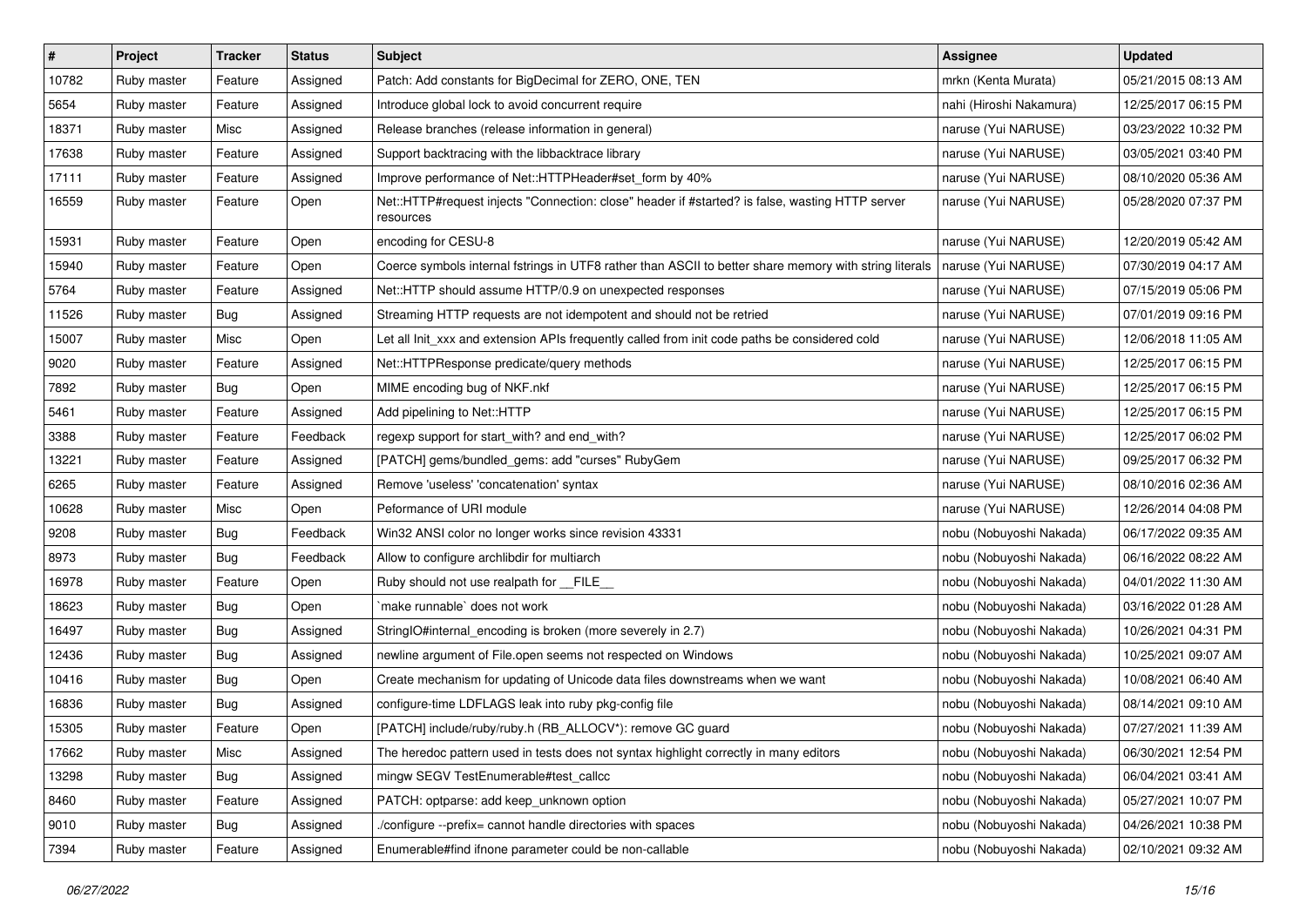| # | Project | Tracker | Status | Subject | Assignee | Updated |
|---|---|---|---|---|---|---|
| 10782 | Ruby master | Feature | Assigned | Patch: Add constants for BigDecimal for ZERO, ONE, TEN | mrkn (Kenta Murata) | 05/21/2015 08:13 AM |
| 5654 | Ruby master | Feature | Assigned | Introduce global lock to avoid concurrent require | nahi (Hiroshi Nakamura) | 12/25/2017 06:15 PM |
| 18371 | Ruby master | Misc | Assigned | Release branches (release information in general) | naruse (Yui NARUSE) | 03/23/2022 10:32 PM |
| 17638 | Ruby master | Feature | Assigned | Support backtracing with the libbacktrace library | naruse (Yui NARUSE) | 03/05/2021 03:40 PM |
| 17111 | Ruby master | Feature | Assigned | Improve performance of Net::HTTPHeader#set_form by 40% | naruse (Yui NARUSE) | 08/10/2020 05:36 AM |
| 16559 | Ruby master | Feature | Open | Net::HTTP#request injects "Connection: close" header if #started? is false, wasting HTTP server resources | naruse (Yui NARUSE) | 05/28/2020 07:37 PM |
| 15931 | Ruby master | Feature | Open | encoding for CESU-8 | naruse (Yui NARUSE) | 12/20/2019 05:42 AM |
| 15940 | Ruby master | Feature | Open | Coerce symbols internal fstrings in UTF8 rather than ASCII to better share memory with string literals | naruse (Yui NARUSE) | 07/30/2019 04:17 AM |
| 5764 | Ruby master | Feature | Assigned | Net::HTTP should assume HTTP/0.9 on unexpected responses | naruse (Yui NARUSE) | 07/15/2019 05:06 PM |
| 11526 | Ruby master | Bug | Assigned | Streaming HTTP requests are not idempotent and should not be retried | naruse (Yui NARUSE) | 07/01/2019 09:16 PM |
| 15007 | Ruby master | Misc | Open | Let all Init_xxx and extension APIs frequently called from init code paths be considered cold | naruse (Yui NARUSE) | 12/06/2018 11:05 AM |
| 9020 | Ruby master | Feature | Assigned | Net::HTTPResponse predicate/query methods | naruse (Yui NARUSE) | 12/25/2017 06:15 PM |
| 7892 | Ruby master | Bug | Open | MIME encoding bug of NKF.nkf | naruse (Yui NARUSE) | 12/25/2017 06:15 PM |
| 5461 | Ruby master | Feature | Assigned | Add pipelining to Net::HTTP | naruse (Yui NARUSE) | 12/25/2017 06:15 PM |
| 3388 | Ruby master | Feature | Feedback | regexp support for start_with? and end_with? | naruse (Yui NARUSE) | 12/25/2017 06:02 PM |
| 13221 | Ruby master | Feature | Assigned | [PATCH] gems/bundled_gems: add "curses" RubyGem | naruse (Yui NARUSE) | 09/25/2017 06:32 PM |
| 6265 | Ruby master | Feature | Assigned | Remove 'useless' 'concatenation' syntax | naruse (Yui NARUSE) | 08/10/2016 02:36 AM |
| 10628 | Ruby master | Misc | Open | Peformance of URI module | naruse (Yui NARUSE) | 12/26/2014 04:08 PM |
| 9208 | Ruby master | Bug | Feedback | Win32 ANSI color no longer works since revision 43331 | nobu (Nobuyoshi Nakada) | 06/17/2022 09:35 AM |
| 8973 | Ruby master | Bug | Feedback | Allow to configure archlibdir for multiarch | nobu (Nobuyoshi Nakada) | 06/16/2022 08:22 AM |
| 16978 | Ruby master | Feature | Open | Ruby should not use realpath for __FILE__ | nobu (Nobuyoshi Nakada) | 04/01/2022 11:30 AM |
| 18623 | Ruby master | Bug | Open | `make runnable` does not work | nobu (Nobuyoshi Nakada) | 03/16/2022 01:28 AM |
| 16497 | Ruby master | Bug | Assigned | StringIO#internal_encoding is broken (more severely in 2.7) | nobu (Nobuyoshi Nakada) | 10/26/2021 04:31 PM |
| 12436 | Ruby master | Bug | Assigned | newline argument of File.open seems not respected on Windows | nobu (Nobuyoshi Nakada) | 10/25/2021 09:07 AM |
| 10416 | Ruby master | Bug | Open | Create mechanism for updating of Unicode data files downstreams when we want | nobu (Nobuyoshi Nakada) | 10/08/2021 06:40 AM |
| 16836 | Ruby master | Bug | Assigned | configure-time LDFLAGS leak into ruby pkg-config file | nobu (Nobuyoshi Nakada) | 08/14/2021 09:10 AM |
| 15305 | Ruby master | Feature | Open | [PATCH] include/ruby/ruby.h (RB_ALLOCV*): remove GC guard | nobu (Nobuyoshi Nakada) | 07/27/2021 11:39 AM |
| 17662 | Ruby master | Misc | Assigned | The heredoc pattern used in tests does not syntax highlight correctly in many editors | nobu (Nobuyoshi Nakada) | 06/30/2021 12:54 PM |
| 13298 | Ruby master | Bug | Assigned | mingw SEGV TestEnumerable#test_callcc | nobu (Nobuyoshi Nakada) | 06/04/2021 03:41 AM |
| 8460 | Ruby master | Feature | Assigned | PATCH: optparse: add keep_unknown option | nobu (Nobuyoshi Nakada) | 05/27/2021 10:07 PM |
| 9010 | Ruby master | Bug | Assigned | ./configure --prefix= cannot handle directories with spaces | nobu (Nobuyoshi Nakada) | 04/26/2021 10:38 PM |
| 7394 | Ruby master | Feature | Assigned | Enumerable#find ifnone parameter could be non-callable | nobu (Nobuyoshi Nakada) | 02/10/2021 09:32 AM |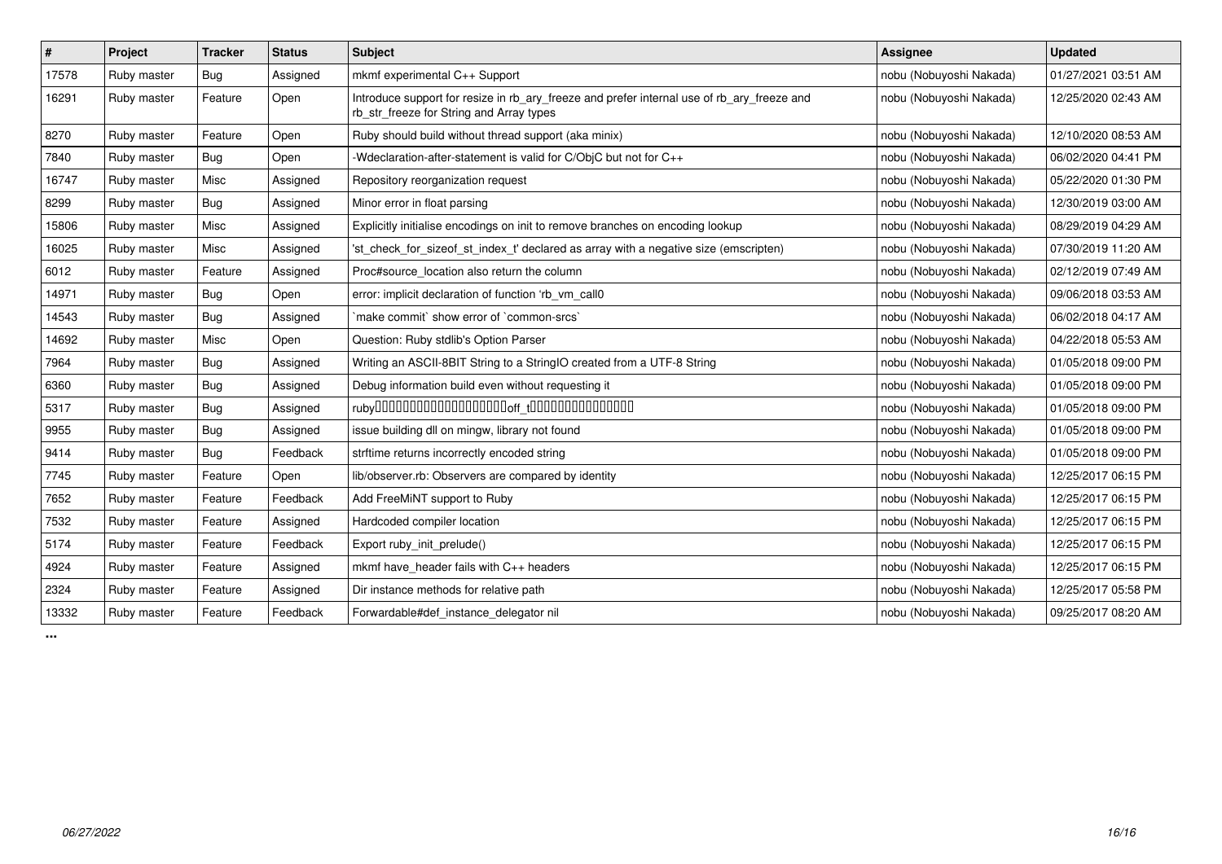| # | Project | Tracker | Status | Subject | Assignee | Updated |
|---|---|---|---|---|---|---|
| 17578 | Ruby master | Bug | Assigned | mkmf experimental C++ Support | nobu (Nobuyoshi Nakada) | 01/27/2021 03:51 AM |
| 16291 | Ruby master | Feature | Open | Introduce support for resize in rb_ary_freeze and prefer internal use of rb_ary_freeze and rb_str_freeze for String and Array types | nobu (Nobuyoshi Nakada) | 12/25/2020 02:43 AM |
| 8270 | Ruby master | Feature | Open | Ruby should build without thread support (aka minix) | nobu (Nobuyoshi Nakada) | 12/10/2020 08:53 AM |
| 7840 | Ruby master | Bug | Open | -Wdeclaration-after-statement is valid for C/ObjC but not for C++ | nobu (Nobuyoshi Nakada) | 06/02/2020 04:41 PM |
| 16747 | Ruby master | Misc | Assigned | Repository reorganization request | nobu (Nobuyoshi Nakada) | 05/22/2020 01:30 PM |
| 8299 | Ruby master | Bug | Assigned | Minor error in float parsing | nobu (Nobuyoshi Nakada) | 12/30/2019 03:00 AM |
| 15806 | Ruby master | Misc | Assigned | Explicitly initialise encodings on init to remove branches on encoding lookup | nobu (Nobuyoshi Nakada) | 08/29/2019 04:29 AM |
| 16025 | Ruby master | Misc | Assigned | 'st_check_for_sizeof_st_index_t' declared as array with a negative size (emscripten) | nobu (Nobuyoshi Nakada) | 07/30/2019 11:20 AM |
| 6012 | Ruby master | Feature | Assigned | Proc#source_location also return the column | nobu (Nobuyoshi Nakada) | 02/12/2019 07:49 AM |
| 14971 | Ruby master | Bug | Open | error: implicit declaration of function 'rb_vm_call0 | nobu (Nobuyoshi Nakada) | 09/06/2018 03:53 AM |
| 14543 | Ruby master | Bug | Assigned | `make commit` show error of `common-srcs` | nobu (Nobuyoshi Nakada) | 06/02/2018 04:17 AM |
| 14692 | Ruby master | Misc | Open | Question: Ruby stdlib's Option Parser | nobu (Nobuyoshi Nakada) | 04/22/2018 05:53 AM |
| 7964 | Ruby master | Bug | Assigned | Writing an ASCII-8BIT String to a StringIO created from a UTF-8 String | nobu (Nobuyoshi Nakada) | 01/05/2018 09:00 PM |
| 6360 | Ruby master | Bug | Assigned | Debug information build even without requesting it | nobu (Nobuyoshi Nakada) | 01/05/2018 09:00 PM |
| 5317 | Ruby master | Bug | Assigned | ruby��������������������off_t���������������� | nobu (Nobuyoshi Nakada) | 01/05/2018 09:00 PM |
| 9955 | Ruby master | Bug | Assigned | issue building dll on mingw, library not found | nobu (Nobuyoshi Nakada) | 01/05/2018 09:00 PM |
| 9414 | Ruby master | Bug | Feedback | strftime returns incorrectly encoded string | nobu (Nobuyoshi Nakada) | 01/05/2018 09:00 PM |
| 7745 | Ruby master | Feature | Open | lib/observer.rb: Observers are compared by identity | nobu (Nobuyoshi Nakada) | 12/25/2017 06:15 PM |
| 7652 | Ruby master | Feature | Feedback | Add FreeMiNT support to Ruby | nobu (Nobuyoshi Nakada) | 12/25/2017 06:15 PM |
| 7532 | Ruby master | Feature | Assigned | Hardcoded compiler location | nobu (Nobuyoshi Nakada) | 12/25/2017 06:15 PM |
| 5174 | Ruby master | Feature | Feedback | Export ruby_init_prelude() | nobu (Nobuyoshi Nakada) | 12/25/2017 06:15 PM |
| 4924 | Ruby master | Feature | Assigned | mkmf have_header fails with C++ headers | nobu (Nobuyoshi Nakada) | 12/25/2017 06:15 PM |
| 2324 | Ruby master | Feature | Assigned | Dir instance methods for relative path | nobu (Nobuyoshi Nakada) | 12/25/2017 05:58 PM |
| 13332 | Ruby master | Feature | Feedback | Forwardable#def_instance_delegator nil | nobu (Nobuyoshi Nakada) | 09/25/2017 08:20 AM |

...